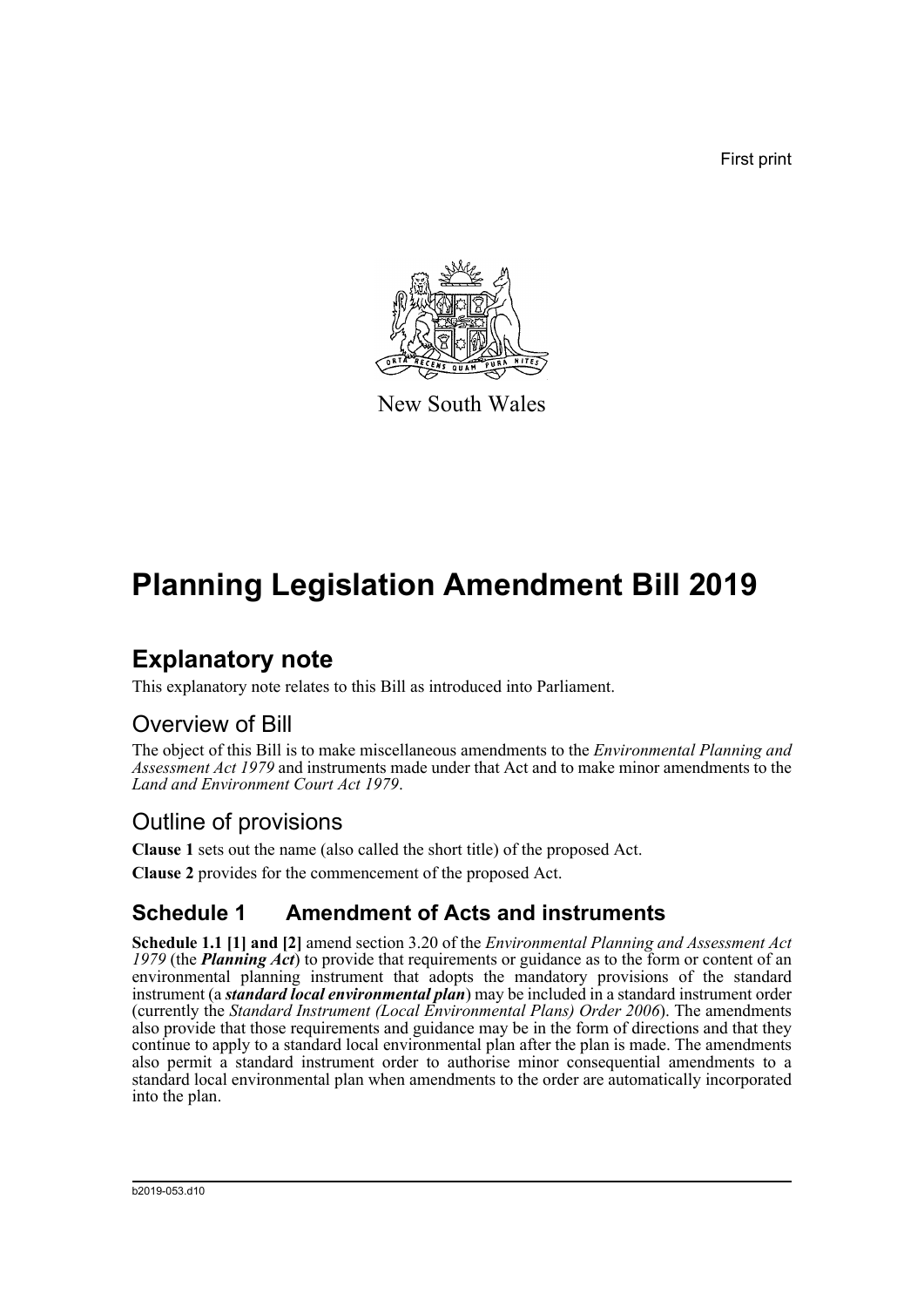First print

New South Wales

# Planning Legislation Amendment Bill 2019

## Explanatory note

This explanatory note relates to this Bill as introduced into Parliament.

### Overview of Bill

The object of this Bill is to make miscellaneous amendments to the *Environmental Planning and Assessment Act 1979* and instruments made under that Act and to make minor amendments to the *Land and Environment Court Act 1979*.

### Outline of provisions

**Clause 1** sets out the name (also called the short title) of the proposed Act.

**Clause 2** provides for the commencement of the proposed Act.

## Schedule 1 Amendment of Acts and instruments

**Schedule 1.1 [1] and [2]** amend section 3.20 of the *Environmental Planning and Assessment Act 1979* (the ***Planning Act***) to provide that requirements or guidance as to the form or content of an environmental planning instrument that adopts the mandatory provisions of the standard instrument (a ***standard local environmental plan***) may be included in a standard instrument order (currently the *Standard Instrument (Local Environmental Plans) Order 2006*). The amendments also provide that those requirements and guidance may be in the form of directions and that they continue to apply to a standard local environmental plan after the plan is made. The amendments also permit a standard instrument order to authorise minor consequential amendments to a standard local environmental plan when amendments to the order are automatically incorporated into the plan.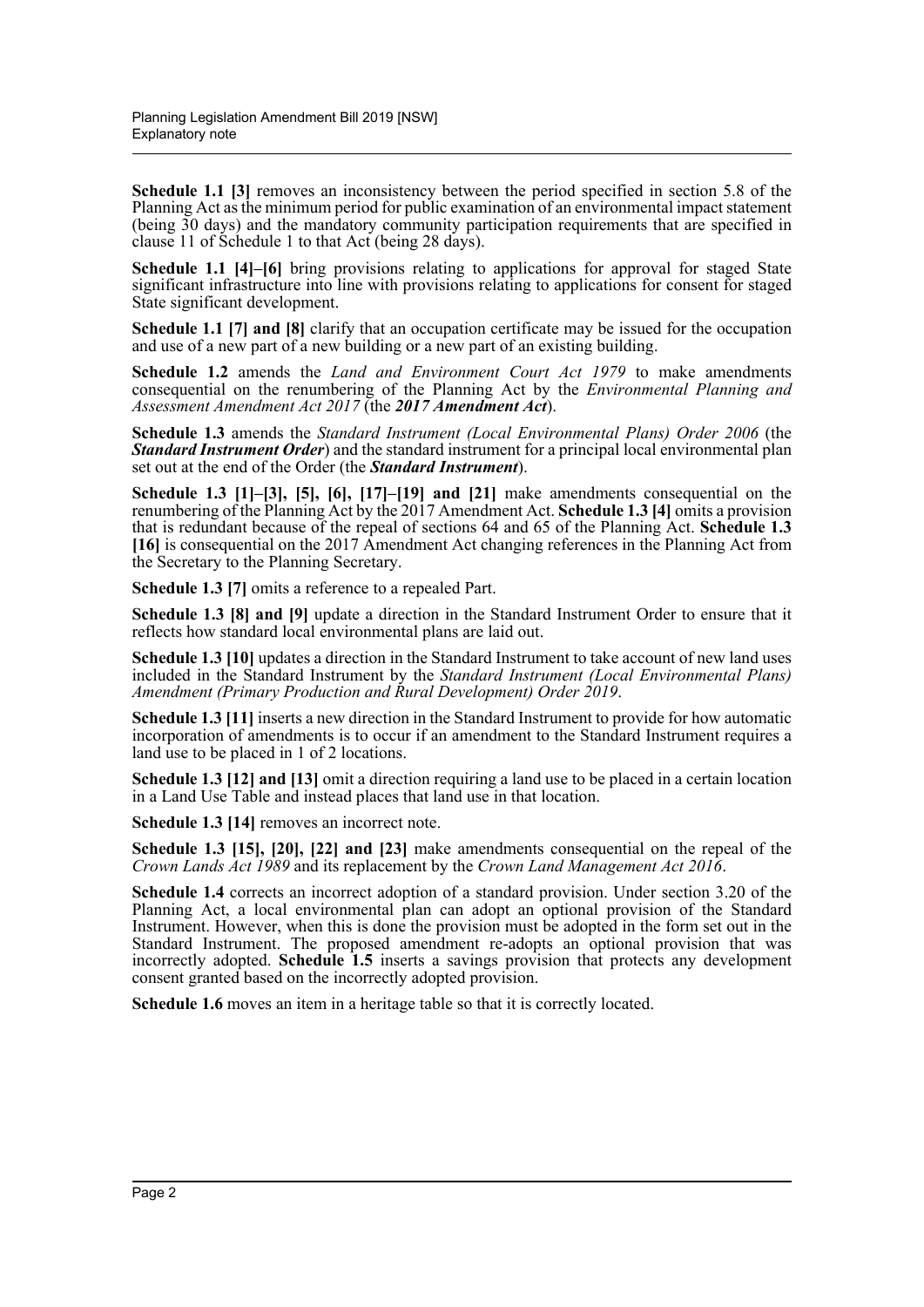**Schedule 1.1 [3]** removes an inconsistency between the period specified in section 5.8 of the Planning Act as the minimum period for public examination of an environmental impact statement (being 30 days) and the mandatory community participation requirements that are specified in clause 11 of Schedule 1 to that Act (being 28 days).

**Schedule 1.1 [4]–[6]** bring provisions relating to applications for approval for staged State significant infrastructure into line with provisions relating to applications for consent for staged State significant development.

**Schedule 1.1 [7] and [8]** clarify that an occupation certificate may be issued for the occupation and use of a new part of a new building or a new part of an existing building.

**Schedule 1.2** amends the *Land and Environment Court Act 1979* to make amendments consequential on the renumbering of the Planning Act by the *Environmental Planning and Assessment Amendment Act 2017* (the ***2017 Amendment Act***).

**Schedule 1.3** amends the *Standard Instrument (Local Environmental Plans) Order 2006* (the ***Standard Instrument Order***) and the standard instrument for a principal local environmental plan set out at the end of the Order (the ***Standard Instrument***).

**Schedule 1.3 [1]–[3], [5], [6], [17]–[19] and [21]** make amendments consequential on the renumbering of the Planning Act by the 2017 Amendment Act. **Schedule 1.3 [4]** omits a provision that is redundant because of the repeal of sections 64 and 65 of the Planning Act. **Schedule 1.3 [16]** is consequential on the 2017 Amendment Act changing references in the Planning Act from the Secretary to the Planning Secretary.

**Schedule 1.3 [7]** omits a reference to a repealed Part.

**Schedule 1.3 [8] and [9]** update a direction in the Standard Instrument Order to ensure that it reflects how standard local environmental plans are laid out.

**Schedule 1.3 [10]** updates a direction in the Standard Instrument to take account of new land uses included in the Standard Instrument by the *Standard Instrument (Local Environmental Plans) Amendment (Primary Production and Rural Development) Order 2019*.

**Schedule 1.3 [11]** inserts a new direction in the Standard Instrument to provide for how automatic incorporation of amendments is to occur if an amendment to the Standard Instrument requires a land use to be placed in 1 of 2 locations.

**Schedule 1.3 [12] and [13]** omit a direction requiring a land use to be placed in a certain location in a Land Use Table and instead places that land use in that location.

**Schedule 1.3 [14]** removes an incorrect note.

**Schedule 1.3 [15], [20], [22] and [23]** make amendments consequential on the repeal of the *Crown Lands Act 1989* and its replacement by the *Crown Land Management Act 2016*.

**Schedule 1.4** corrects an incorrect adoption of a standard provision. Under section 3.20 of the Planning Act, a local environmental plan can adopt an optional provision of the Standard Instrument. However, when this is done the provision must be adopted in the form set out in the Standard Instrument. The proposed amendment re-adopts an optional provision that was incorrectly adopted. **Schedule 1.5** inserts a savings provision that protects any development consent granted based on the incorrectly adopted provision.

**Schedule 1.6** moves an item in a heritage table so that it is correctly located.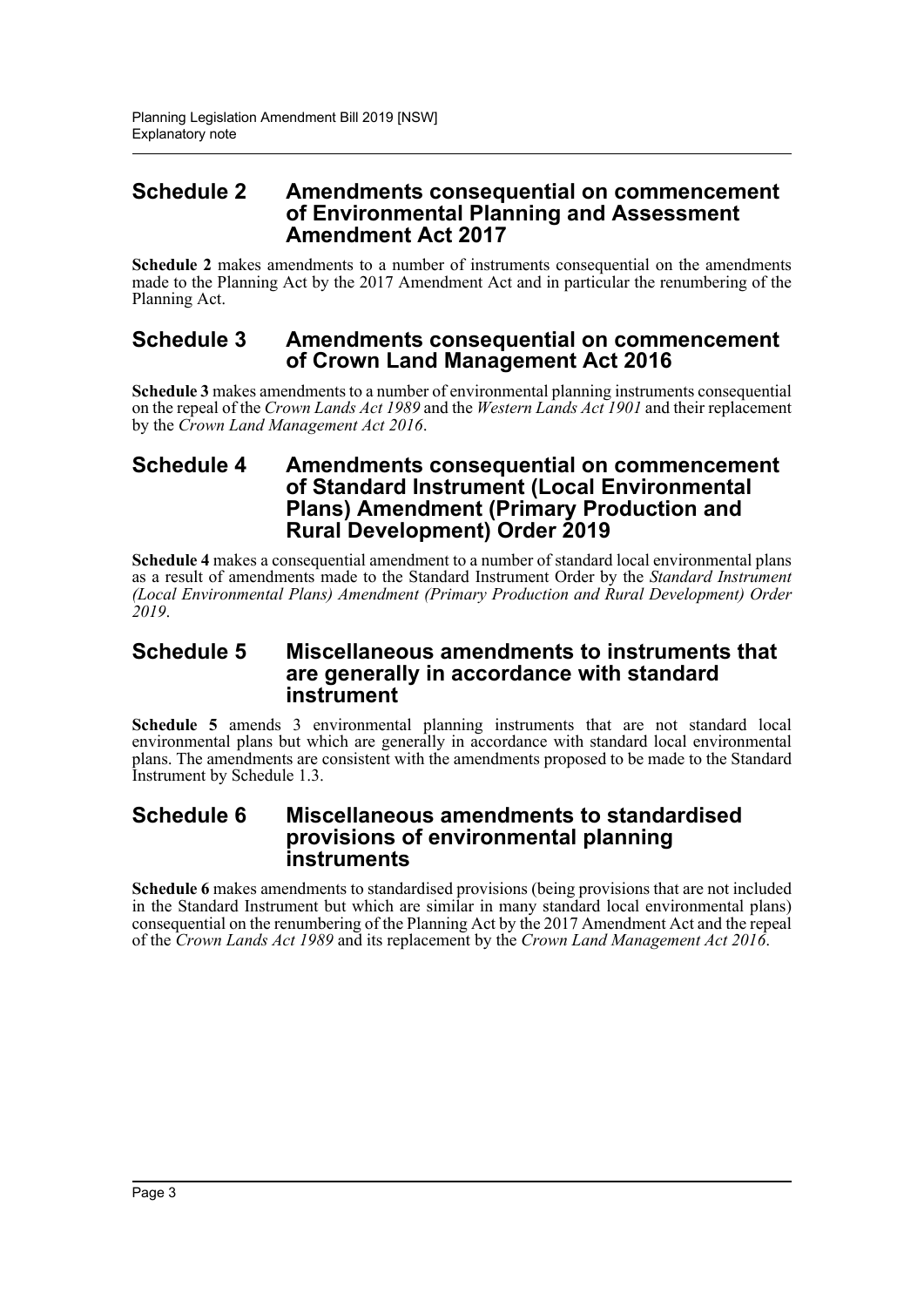## Schedule 2 Amendments consequential on commencement of Environmental Planning and Assessment Amendment Act 2017

**Schedule 2** makes amendments to a number of instruments consequential on the amendments made to the Planning Act by the 2017 Amendment Act and in particular the renumbering of the Planning Act.

## Schedule 3 Amendments consequential on commencement of Crown Land Management Act 2016

**Schedule 3** makes amendments to a number of environmental planning instruments consequential on the repeal of the *Crown Lands Act 1989* and the *Western Lands Act 1901* and their replacement by the *Crown Land Management Act 2016*.

## Schedule 4 Amendments consequential on commencement of Standard Instrument (Local Environmental Plans) Amendment (Primary Production and Rural Development) Order 2019

**Schedule 4** makes a consequential amendment to a number of standard local environmental plans as a result of amendments made to the Standard Instrument Order by the *Standard Instrument (Local Environmental Plans) Amendment (Primary Production and Rural Development) Order 2019*.

## Schedule 5 Miscellaneous amendments to instruments that are generally in accordance with standard instrument

**Schedule 5** amends 3 environmental planning instruments that are not standard local environmental plans but which are generally in accordance with standard local environmental plans. The amendments are consistent with the amendments proposed to be made to the Standard Instrument by Schedule 1.3.

## Schedule 6 Miscellaneous amendments to standardised provisions of environmental planning instruments

**Schedule 6** makes amendments to standardised provisions (being provisions that are not included in the Standard Instrument but which are similar in many standard local environmental plans) consequential on the renumbering of the Planning Act by the 2017 Amendment Act and the repeal of the *Crown Lands Act 1989* and its replacement by the *Crown Land Management Act 2016*.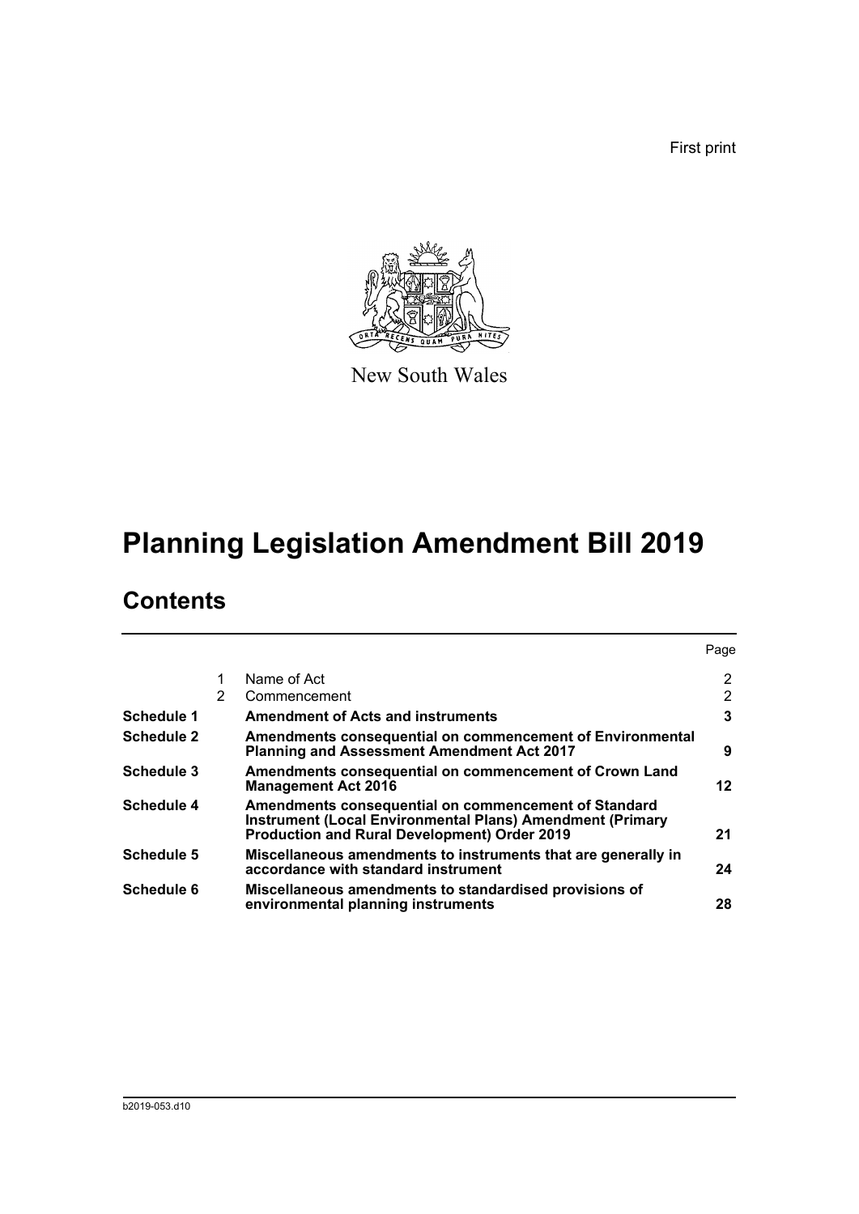First print

New South Wales

# Planning Legislation Amendment Bill 2019

## Contents

| | | | Page |
|---|---|---|---|
| | 1 | Name of Act | 2 |
| | 2 | Commencement | 2 |
| **Schedule 1** | | **Amendment of Acts and instruments** | **3** |
| **Schedule 2** | | **Amendments consequential on commencement of Environmental Planning and Assessment Amendment Act 2017** | **9** |
| **Schedule 3** | | **Amendments consequential on commencement of Crown Land Management Act 2016** | **12** |
| **Schedule 4** | | **Amendments consequential on commencement of Standard Instrument (Local Environmental Plans) Amendment (Primary Production and Rural Development) Order 2019** | **21** |
| **Schedule 5** | | **Miscellaneous amendments to instruments that are generally in accordance with standard instrument** | **24** |
| **Schedule 6** | | **Miscellaneous amendments to standardised provisions of environmental planning instruments** | **28** |

b2019-053.d10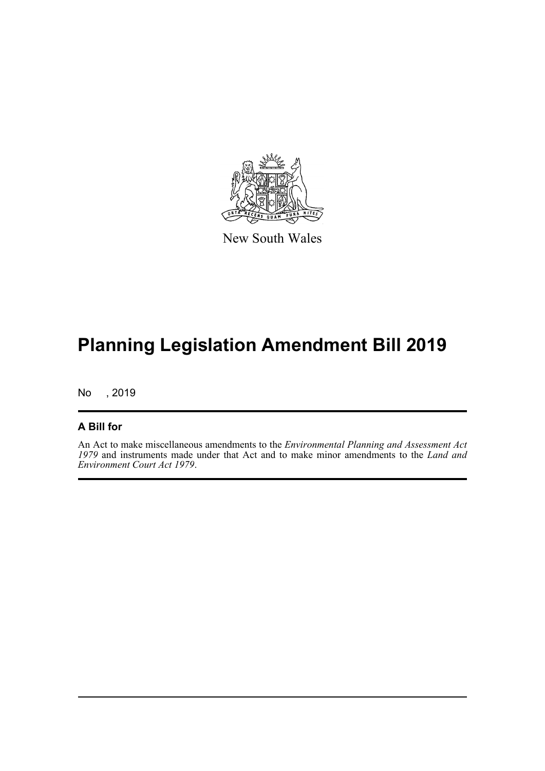New South Wales

# Planning Legislation Amendment Bill 2019

No , 2019

## A Bill for

An Act to make miscellaneous amendments to the *Environmental Planning and Assessment Act 1979* and instruments made under that Act and to make minor amendments to the *Land and Environment Court Act 1979*.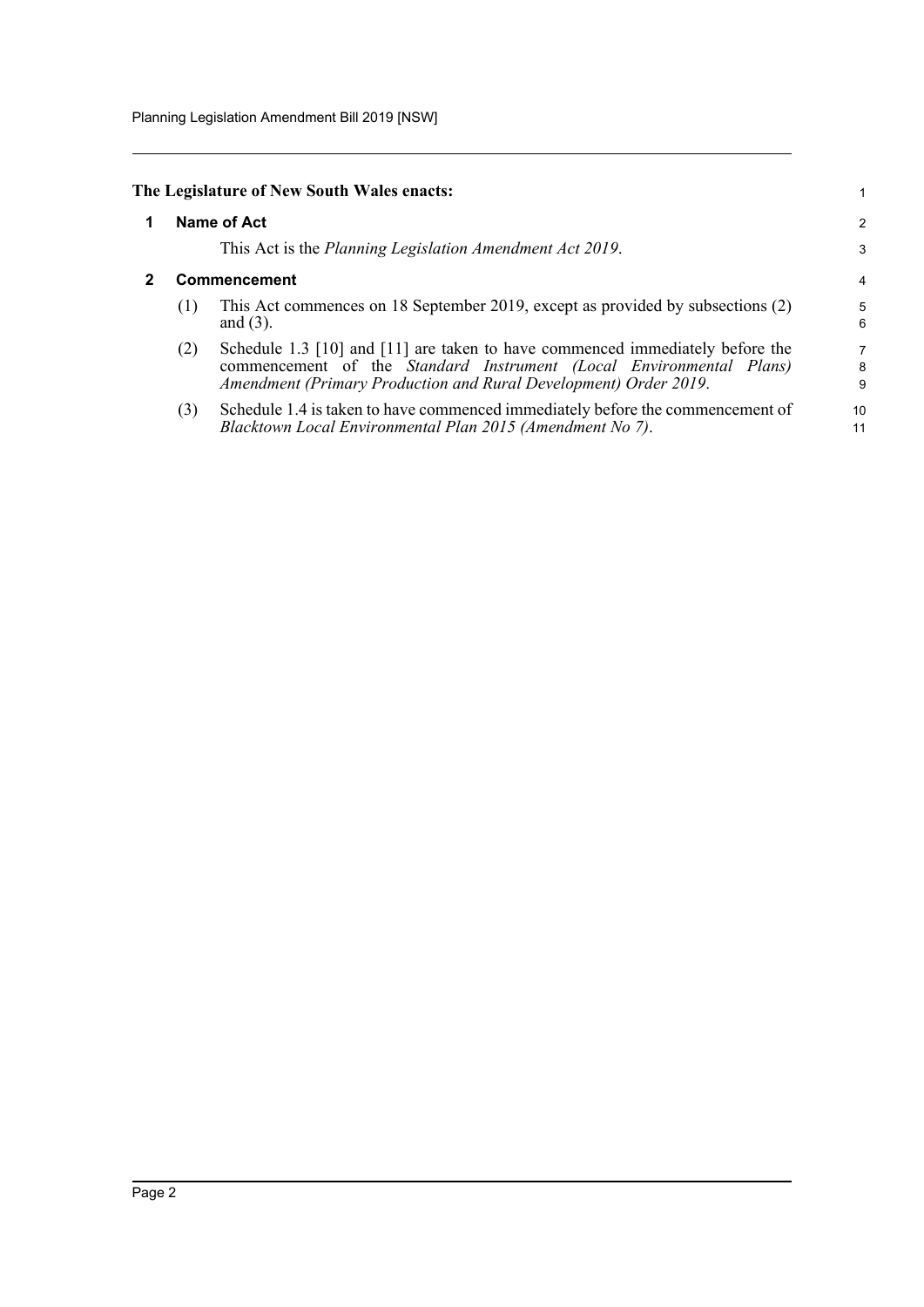**The Legislature of New South Wales enacts:**

## 1 Name of Act

This Act is the *Planning Legislation Amendment Act 2019*.

## 2 Commencement

(1) This Act commences on 18 September 2019, except as provided by subsections (2) and (3).

(2) Schedule 1.3 [10] and [11] are taken to have commenced immediately before the commencement of the *Standard Instrument (Local Environmental Plans) Amendment (Primary Production and Rural Development) Order 2019*.

(3) Schedule 1.4 is taken to have commenced immediately before the commencement of *Blacktown Local Environmental Plan 2015 (Amendment No 7)*.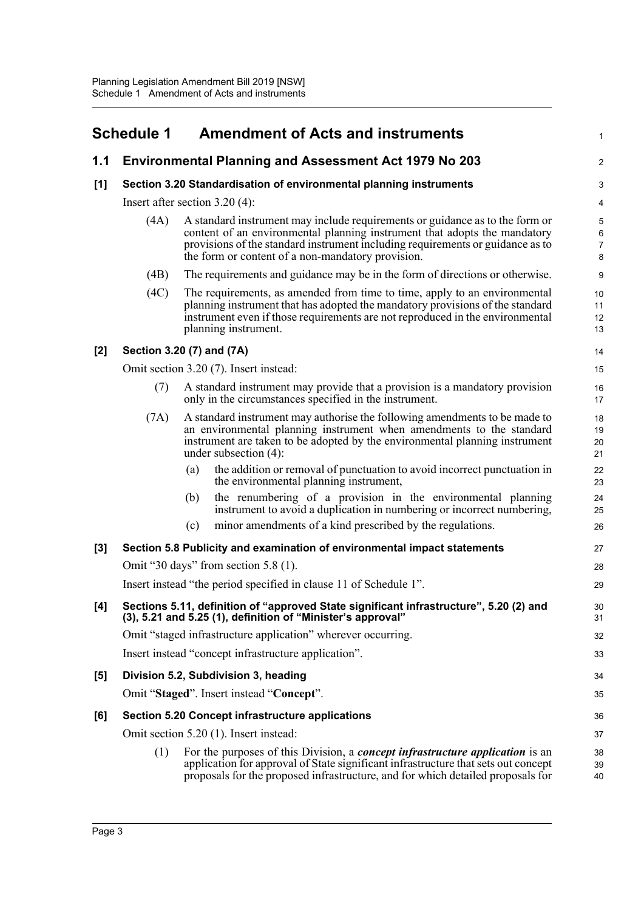# Schedule 1 Amendment of Acts and instruments

## 1.1 Environmental Planning and Assessment Act 1979 No 203

### [1] Section 3.20 Standardisation of environmental planning instruments

Insert after section 3.20 (4):

(4A) A standard instrument may include requirements or guidance as to the form or content of an environmental planning instrument that adopts the mandatory provisions of the standard instrument including requirements or guidance as to the form or content of a non-mandatory provision.

(4B) The requirements and guidance may be in the form of directions or otherwise.

(4C) The requirements, as amended from time to time, apply to an environmental planning instrument that has adopted the mandatory provisions of the standard instrument even if those requirements are not reproduced in the environmental planning instrument.

### [2] Section 3.20 (7) and (7A)

Omit section 3.20 (7). Insert instead:

(7) A standard instrument may provide that a provision is a mandatory provision only in the circumstances specified in the instrument.

(7A) A standard instrument may authorise the following amendments to be made to an environmental planning instrument when amendments to the standard instrument are taken to be adopted by the environmental planning instrument under subsection (4):

(a) the addition or removal of punctuation to avoid incorrect punctuation in the environmental planning instrument,

(b) the renumbering of a provision in the environmental planning instrument to avoid a duplication in numbering or incorrect numbering,

(c) minor amendments of a kind prescribed by the regulations.

### [3] Section 5.8 Publicity and examination of environmental impact statements

Omit "30 days" from section 5.8 (1).

Insert instead "the period specified in clause 11 of Schedule 1".

### [4] Sections 5.11, definition of "approved State significant infrastructure", 5.20 (2) and (3), 5.21 and 5.25 (1), definition of "Minister's approval"

Omit "staged infrastructure application" wherever occurring.

Insert instead "concept infrastructure application".

### [5] Division 5.2, Subdivision 3, heading

Omit "**Staged**". Insert instead "**Concept**".

### [6] Section 5.20 Concept infrastructure applications

Omit section 5.20 (1). Insert instead:

(1) For the purposes of this Division, a ***concept infrastructure application*** is an application for approval of State significant infrastructure that sets out concept proposals for the proposed infrastructure, and for which detailed proposals for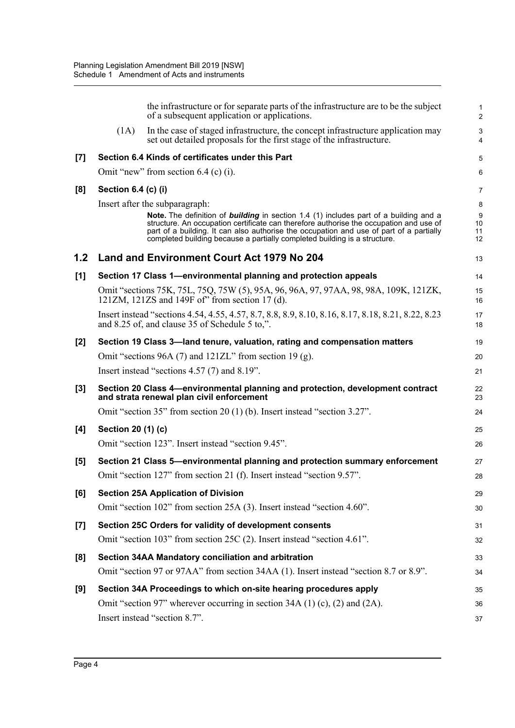the infrastructure or for separate parts of the infrastructure are to be the subject of a subsequent application or applications.

(1A) In the case of staged infrastructure, the concept infrastructure application may set out detailed proposals for the first stage of the infrastructure.

**[7] Section 6.4 Kinds of certificates under this Part**

Omit "new" from section 6.4 (c) (i).

**[8] Section 6.4 (c) (i)**

Insert after the subparagraph:

**Note.** The definition of ***building*** in section 1.4 (1) includes part of a building and a structure. An occupation certificate can therefore authorise the occupation and use of part of a building. It can also authorise the occupation and use of part of a partially completed building because a partially completed building is a structure.

## 1.2 Land and Environment Court Act 1979 No 204

**[1] Section 17 Class 1—environmental planning and protection appeals**

Omit "sections 75K, 75L, 75Q, 75W (5), 95A, 96, 96A, 97, 97AA, 98, 98A, 109K, 121ZK, 121ZM, 121ZS and 149F of" from section 17 (d).

Insert instead "sections 4.54, 4.55, 4.57, 8.7, 8.8, 8.9, 8.10, 8.16, 8.17, 8.18, 8.21, 8.22, 8.23 and 8.25 of, and clause 35 of Schedule 5 to,".

**[2] Section 19 Class 3—land tenure, valuation, rating and compensation matters**

Omit "sections 96A (7) and 121ZL" from section 19 (g).

Insert instead "sections 4.57 (7) and 8.19".

**[3] Section 20 Class 4—environmental planning and protection, development contract and strata renewal plan civil enforcement**

Omit "section 35" from section 20 (1) (b). Insert instead "section 3.27".

**[4] Section 20 (1) (c)**

Omit "section 123". Insert instead "section 9.45".

**[5] Section 21 Class 5—environmental planning and protection summary enforcement**

Omit "section 127" from section 21 (f). Insert instead "section 9.57".

**[6] Section 25A Application of Division**

Omit "section 102" from section 25A (3). Insert instead "section 4.60".

**[7] Section 25C Orders for validity of development consents**

Omit "section 103" from section 25C (2). Insert instead "section 4.61".

**[8] Section 34AA Mandatory conciliation and arbitration**

Omit "section 97 or 97AA" from section 34AA (1). Insert instead "section 8.7 or 8.9".

**[9] Section 34A Proceedings to which on-site hearing procedures apply**

Omit "section 97" wherever occurring in section 34A (1) (c), (2) and (2A).

Insert instead "section 8.7".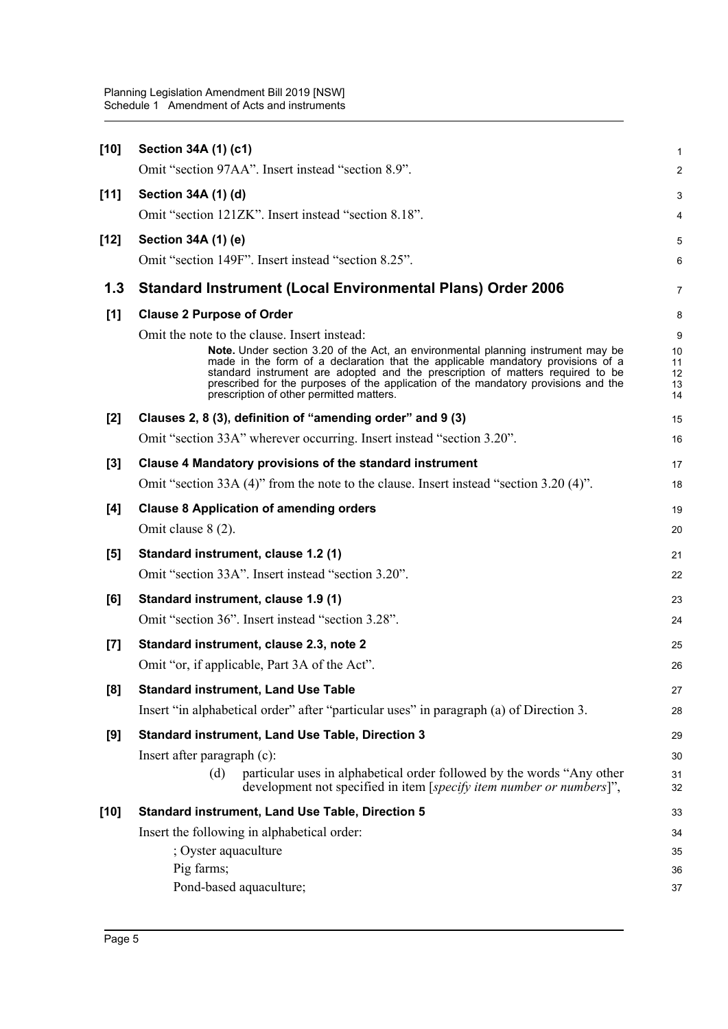**[10] Section 34A (1) (c1)**

Omit "section 97AA". Insert instead "section 8.9".

**[11] Section 34A (1) (d)**

Omit "section 121ZK". Insert instead "section 8.18".

**[12] Section 34A (1) (e)**

Omit "section 149F". Insert instead "section 8.25".

## 1.3 Standard Instrument (Local Environmental Plans) Order 2006

**[1] Clause 2 Purpose of Order**

Omit the note to the clause. Insert instead:

> **Note.** Under section 3.20 of the Act, an environmental planning instrument may be made in the form of a declaration that the applicable mandatory provisions of a standard instrument are adopted and the prescription of matters required to be prescribed for the purposes of the application of the mandatory provisions and the prescription of other permitted matters.

**[2] Clauses 2, 8 (3), definition of "amending order" and 9 (3)**

Omit "section 33A" wherever occurring. Insert instead "section 3.20".

**[3] Clause 4 Mandatory provisions of the standard instrument**

Omit "section 33A (4)" from the note to the clause. Insert instead "section 3.20 (4)".

**[4] Clause 8 Application of amending orders**

Omit clause 8 (2).

**[5] Standard instrument, clause 1.2 (1)**

Omit "section 33A". Insert instead "section 3.20".

**[6] Standard instrument, clause 1.9 (1)**

Omit "section 36". Insert instead "section 3.28".

**[7] Standard instrument, clause 2.3, note 2**

Omit "or, if applicable, Part 3A of the Act".

**[8] Standard instrument, Land Use Table**

Insert "in alphabetical order" after "particular uses" in paragraph (a) of Direction 3.

**[9] Standard instrument, Land Use Table, Direction 3**

Insert after paragraph (c):

> (d) particular uses in alphabetical order followed by the words "Any other development not specified in item [*specify item number or numbers*]",

**[10] Standard instrument, Land Use Table, Direction 5**

Insert the following in alphabetical order:

; Oyster aquaculture

Pig farms;

Pond-based aquaculture;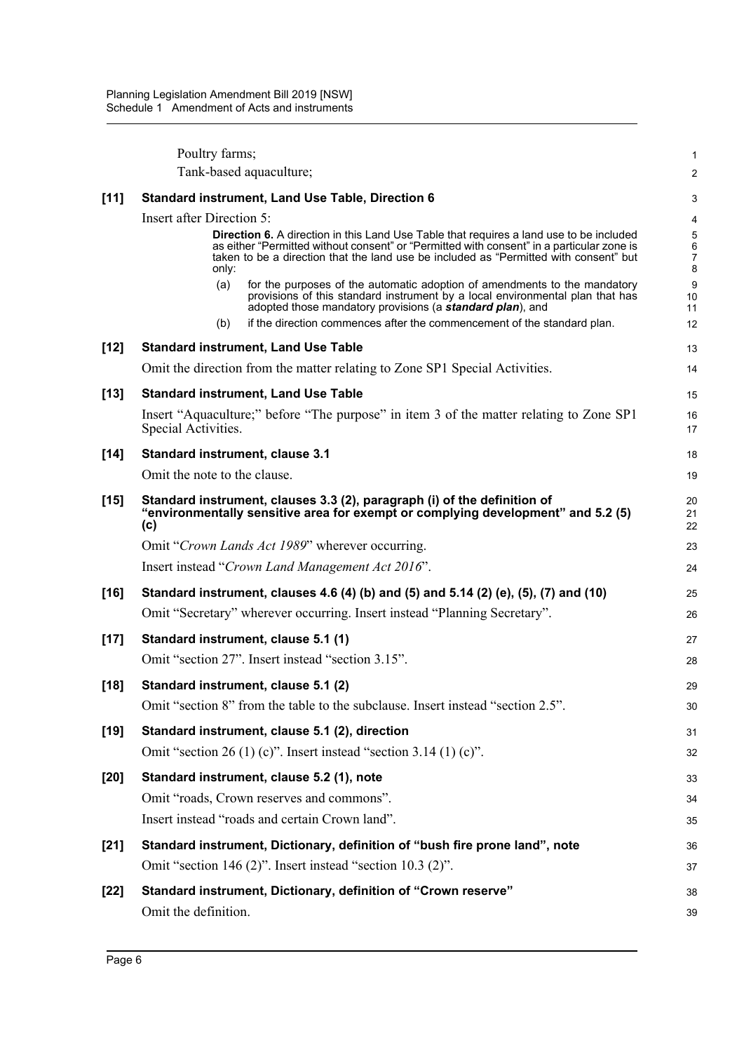Poultry farms;

Tank-based aquaculture;

**[11] Standard instrument, Land Use Table, Direction 6**

Insert after Direction 5:

> **Direction 6.** A direction in this Land Use Table that requires a land use to be included as either "Permitted without consent" or "Permitted with consent" in a particular zone is taken to be a direction that the land use be included as "Permitted with consent" but only:
>
> (a) for the purposes of the automatic adoption of amendments to the mandatory provisions of this standard instrument by a local environmental plan that has adopted those mandatory provisions (a ***standard plan***), and
>
> (b) if the direction commences after the commencement of the standard plan.

**[12] Standard instrument, Land Use Table**

Omit the direction from the matter relating to Zone SP1 Special Activities.

**[13] Standard instrument, Land Use Table**

Insert "Aquaculture;" before "The purpose" in item 3 of the matter relating to Zone SP1 Special Activities.

**[14] Standard instrument, clause 3.1**

Omit the note to the clause.

**[15] Standard instrument, clauses 3.3 (2), paragraph (i) of the definition of "environmentally sensitive area for exempt or complying development" and 5.2 (5) (c)**

Omit "*Crown Lands Act 1989*" wherever occurring.

Insert instead "*Crown Land Management Act 2016*".

**[16] Standard instrument, clauses 4.6 (4) (b) and (5) and 5.14 (2) (e), (5), (7) and (10)**

Omit "Secretary" wherever occurring. Insert instead "Planning Secretary".

**[17] Standard instrument, clause 5.1 (1)**

Omit "section 27". Insert instead "section 3.15".

**[18] Standard instrument, clause 5.1 (2)**

Omit "section 8" from the table to the subclause. Insert instead "section 2.5".

**[19] Standard instrument, clause 5.1 (2), direction**

Omit "section 26 (1) (c)". Insert instead "section 3.14 (1) (c)".

**[20] Standard instrument, clause 5.2 (1), note**

Omit "roads, Crown reserves and commons".

Insert instead "roads and certain Crown land".

**[21] Standard instrument, Dictionary, definition of "bush fire prone land", note**

Omit "section 146 (2)". Insert instead "section 10.3 (2)".

**[22] Standard instrument, Dictionary, definition of "Crown reserve"**

Omit the definition.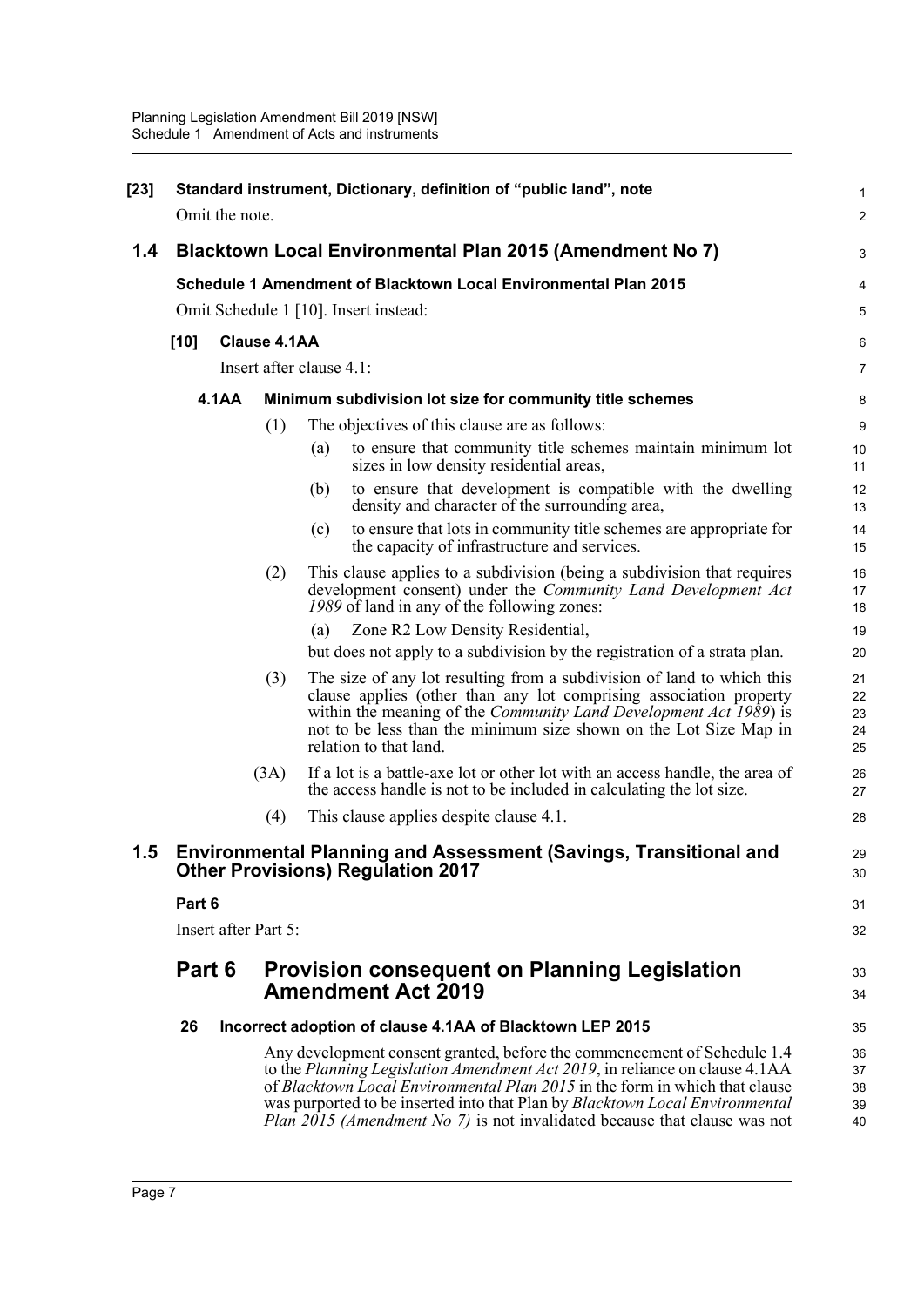**[23] Standard instrument, Dictionary, definition of "public land", note**

Omit the note.

## 1.4 Blacktown Local Environmental Plan 2015 (Amendment No 7)

**Schedule 1 Amendment of Blacktown Local Environmental Plan 2015**

Omit Schedule 1 [10]. Insert instead:

**[10] Clause 4.1AA**

Insert after clause 4.1:

**4.1AA Minimum subdivision lot size for community title schemes**

(1) The objectives of this clause are as follows:

(a) to ensure that community title schemes maintain minimum lot sizes in low density residential areas,

(b) to ensure that development is compatible with the dwelling density and character of the surrounding area,

(c) to ensure that lots in community title schemes are appropriate for the capacity of infrastructure and services.

(2) This clause applies to a subdivision (being a subdivision that requires development consent) under the *Community Land Development Act 1989* of land in any of the following zones:

(a) Zone R2 Low Density Residential,

but does not apply to a subdivision by the registration of a strata plan.

(3) The size of any lot resulting from a subdivision of land to which this clause applies (other than any lot comprising association property within the meaning of the *Community Land Development Act 1989*) is not to be less than the minimum size shown on the Lot Size Map in relation to that land.

(3A) If a lot is a battle-axe lot or other lot with an access handle, the area of the access handle is not to be included in calculating the lot size.

(4) This clause applies despite clause 4.1.

## 1.5 Environmental Planning and Assessment (Savings, Transitional and Other Provisions) Regulation 2017

**Part 6**

Insert after Part 5:

## Part 6 Provision consequent on Planning Legislation Amendment Act 2019

**26 Incorrect adoption of clause 4.1AA of Blacktown LEP 2015**

Any development consent granted, before the commencement of Schedule 1.4 to the *Planning Legislation Amendment Act 2019*, in reliance on clause 4.1AA of *Blacktown Local Environmental Plan 2015* in the form in which that clause was purported to be inserted into that Plan by *Blacktown Local Environmental Plan 2015 (Amendment No 7)* is not invalidated because that clause was not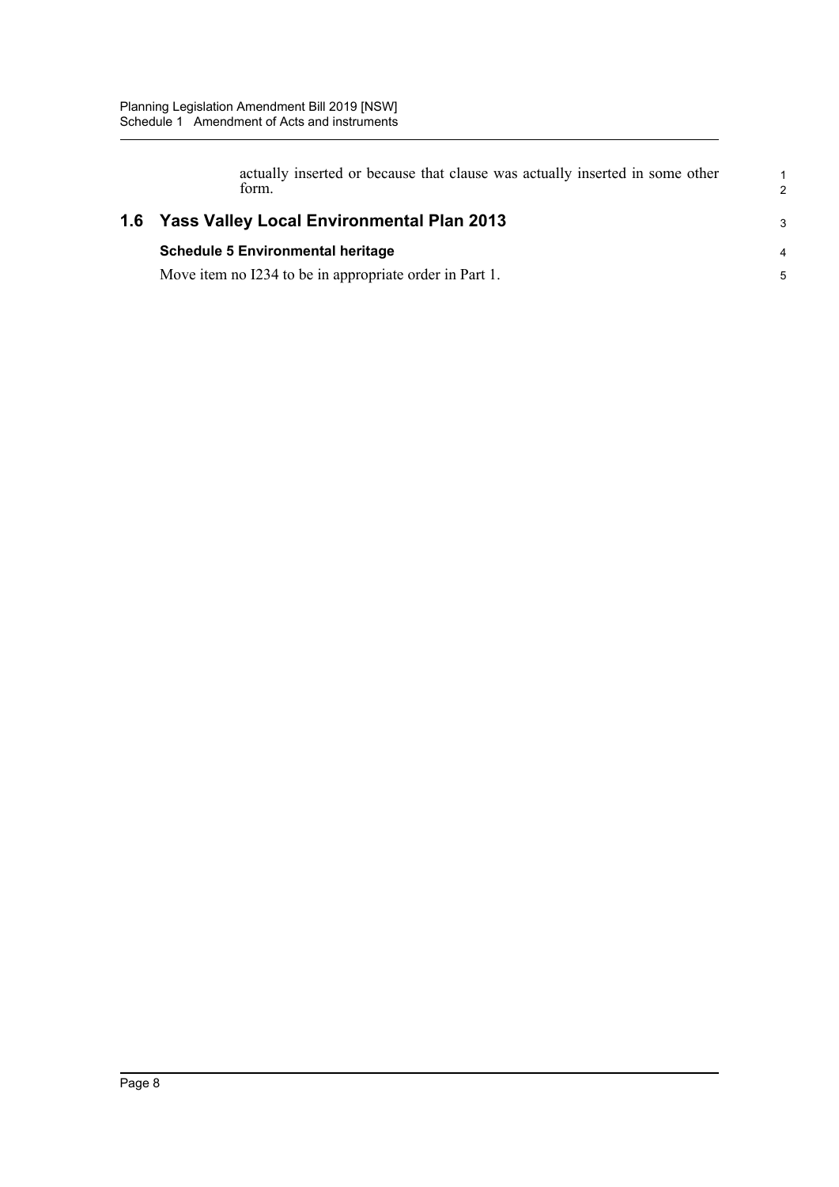actually inserted or because that clause was actually inserted in some other form.

## 1.6 Yass Valley Local Environmental Plan 2013

**Schedule 5 Environmental heritage**

Move item no I234 to be in appropriate order in Part 1.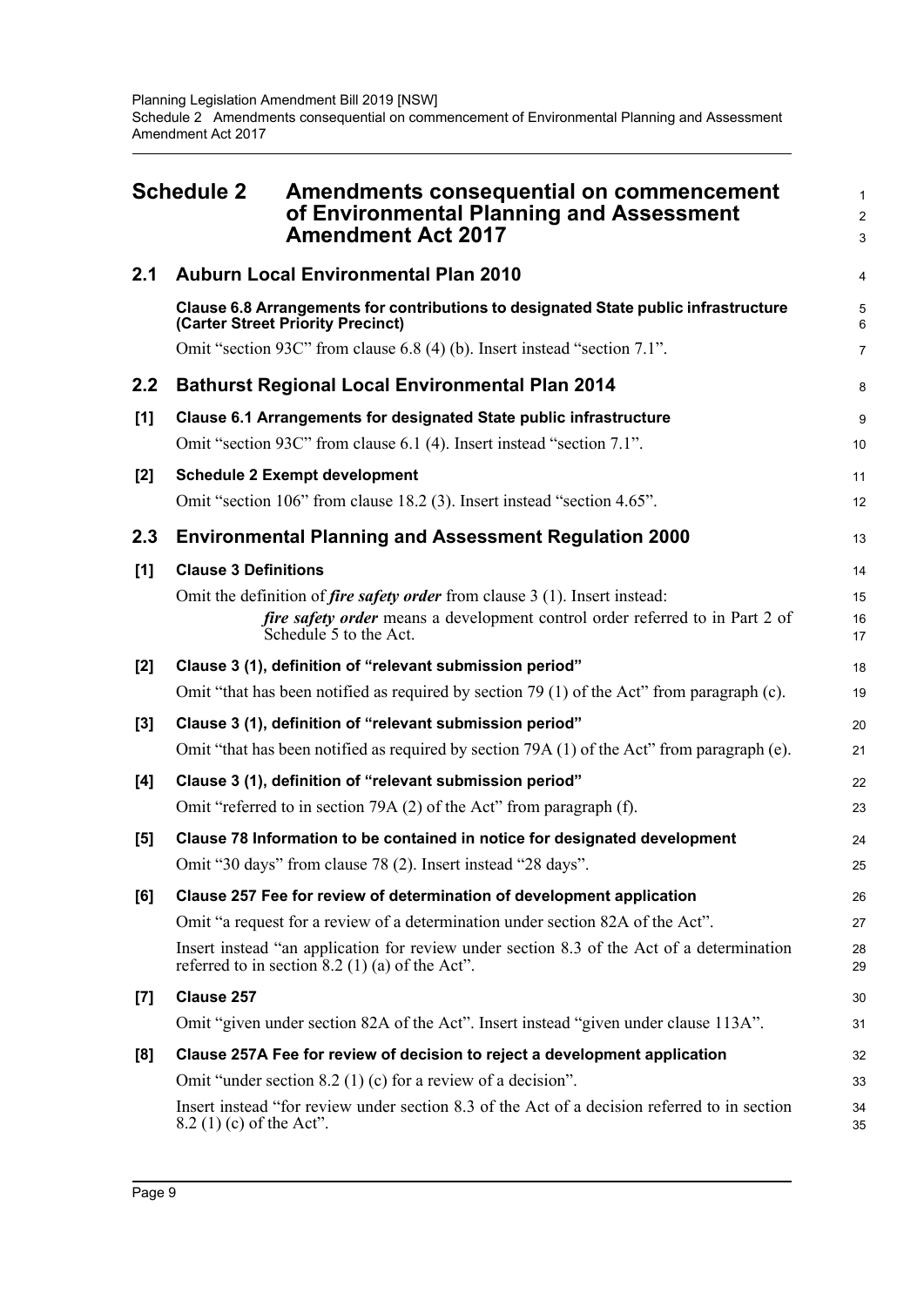# Schedule 2 Amendments consequential on commencement of Environmental Planning and Assessment Amendment Act 2017

## 2.1 Auburn Local Environmental Plan 2010

**Clause 6.8 Arrangements for contributions to designated State public infrastructure (Carter Street Priority Precinct)**

Omit "section 93C" from clause 6.8 (4) (b). Insert instead "section 7.1".

## 2.2 Bathurst Regional Local Environmental Plan 2014

**[1] Clause 6.1 Arrangements for designated State public infrastructure**

Omit "section 93C" from clause 6.1 (4). Insert instead "section 7.1".

**[2] Schedule 2 Exempt development**

Omit "section 106" from clause 18.2 (3). Insert instead "section 4.65".

## 2.3 Environmental Planning and Assessment Regulation 2000

**[1] Clause 3 Definitions**

Omit the definition of ***fire safety order*** from clause 3 (1). Insert instead:

> ***fire safety order*** means a development control order referred to in Part 2 of Schedule 5 to the Act.

**[2] Clause 3 (1), definition of "relevant submission period"**

Omit "that has been notified as required by section 79 (1) of the Act" from paragraph (c).

**[3] Clause 3 (1), definition of "relevant submission period"**

Omit "that has been notified as required by section 79A (1) of the Act" from paragraph (e).

**[4] Clause 3 (1), definition of "relevant submission period"**

Omit "referred to in section 79A (2) of the Act" from paragraph (f).

**[5] Clause 78 Information to be contained in notice for designated development**

Omit "30 days" from clause 78 (2). Insert instead "28 days".

**[6] Clause 257 Fee for review of determination of development application**

Omit "a request for a review of a determination under section 82A of the Act".

Insert instead "an application for review under section 8.3 of the Act of a determination referred to in section 8.2 (1) (a) of the Act".

**[7] Clause 257**

Omit "given under section 82A of the Act". Insert instead "given under clause 113A".

**[8] Clause 257A Fee for review of decision to reject a development application**

Omit "under section 8.2 (1) (c) for a review of a decision".

Insert instead "for review under section 8.3 of the Act of a decision referred to in section 8.2 (1) (c) of the Act".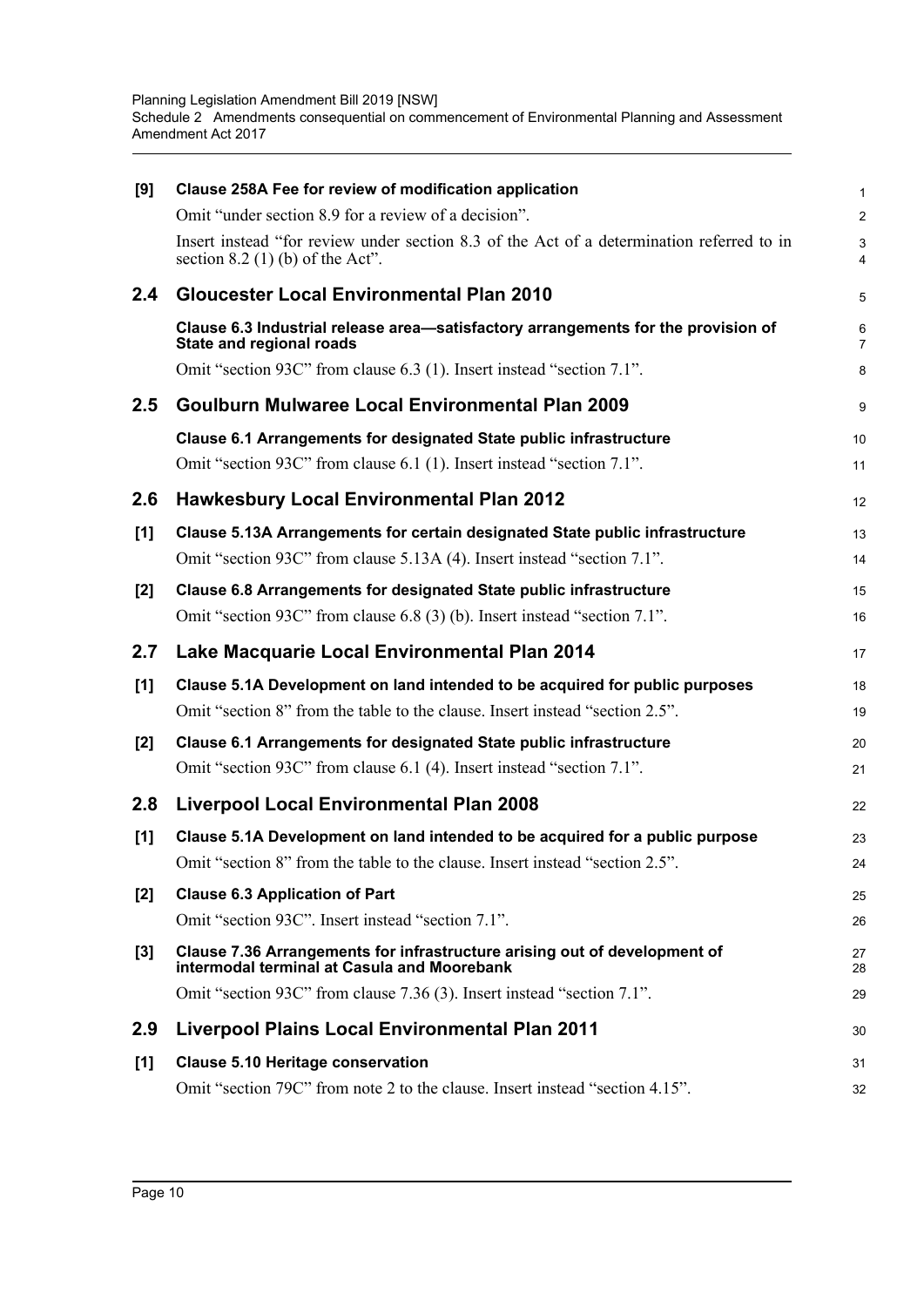**[9] Clause 258A Fee for review of modification application**

Omit "under section 8.9 for a review of a decision".

Insert instead "for review under section 8.3 of the Act of a determination referred to in section 8.2 (1) (b) of the Act".

## 2.4 Gloucester Local Environmental Plan 2010

**Clause 6.3 Industrial release area—satisfactory arrangements for the provision of State and regional roads**

Omit "section 93C" from clause 6.3 (1). Insert instead "section 7.1".

## 2.5 Goulburn Mulwaree Local Environmental Plan 2009

**Clause 6.1 Arrangements for designated State public infrastructure**

Omit "section 93C" from clause 6.1 (1). Insert instead "section 7.1".

## 2.6 Hawkesbury Local Environmental Plan 2012

**[1] Clause 5.13A Arrangements for certain designated State public infrastructure**

Omit "section 93C" from clause 5.13A (4). Insert instead "section 7.1".

**[2] Clause 6.8 Arrangements for designated State public infrastructure**

Omit "section 93C" from clause 6.8 (3) (b). Insert instead "section 7.1".

## 2.7 Lake Macquarie Local Environmental Plan 2014

**[1] Clause 5.1A Development on land intended to be acquired for public purposes**

Omit "section 8" from the table to the clause. Insert instead "section 2.5".

**[2] Clause 6.1 Arrangements for designated State public infrastructure**

Omit "section 93C" from clause 6.1 (4). Insert instead "section 7.1".

## 2.8 Liverpool Local Environmental Plan 2008

**[1] Clause 5.1A Development on land intended to be acquired for a public purpose**

Omit "section 8" from the table to the clause. Insert instead "section 2.5".

**[2] Clause 6.3 Application of Part**

Omit "section 93C". Insert instead "section 7.1".

**[3] Clause 7.36 Arrangements for infrastructure arising out of development of intermodal terminal at Casula and Moorebank**

Omit "section 93C" from clause 7.36 (3). Insert instead "section 7.1".

## 2.9 Liverpool Plains Local Environmental Plan 2011

**[1] Clause 5.10 Heritage conservation**

Omit "section 79C" from note 2 to the clause. Insert instead "section 4.15".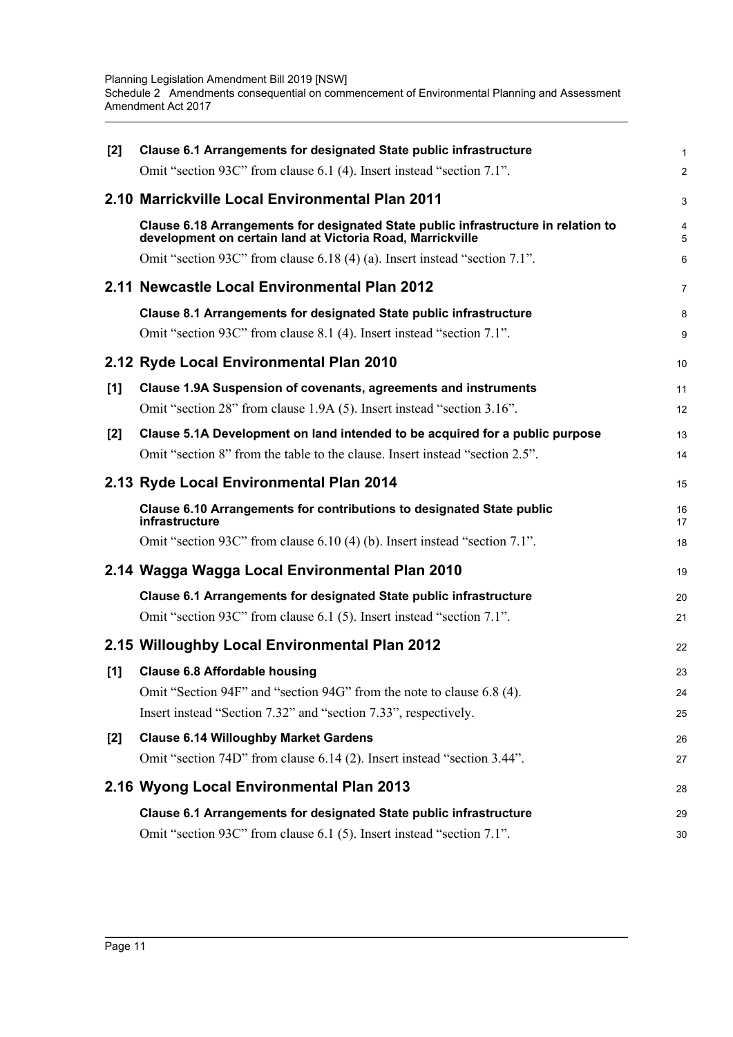**[2] Clause 6.1 Arrangements for designated State public infrastructure**

Omit "section 93C" from clause 6.1 (4). Insert instead "section 7.1".

## 2.10 Marrickville Local Environmental Plan 2011

**Clause 6.18 Arrangements for designated State public infrastructure in relation to development on certain land at Victoria Road, Marrickville**

Omit "section 93C" from clause 6.18 (4) (a). Insert instead "section 7.1".

## 2.11 Newcastle Local Environmental Plan 2012

**Clause 8.1 Arrangements for designated State public infrastructure**

Omit "section 93C" from clause 8.1 (4). Insert instead "section 7.1".

## 2.12 Ryde Local Environmental Plan 2010

**[1] Clause 1.9A Suspension of covenants, agreements and instruments**

Omit "section 28" from clause 1.9A (5). Insert instead "section 3.16".

**[2] Clause 5.1A Development on land intended to be acquired for a public purpose**

Omit "section 8" from the table to the clause. Insert instead "section 2.5".

## 2.13 Ryde Local Environmental Plan 2014

**Clause 6.10 Arrangements for contributions to designated State public infrastructure**

Omit "section 93C" from clause 6.10 (4) (b). Insert instead "section 7.1".

## 2.14 Wagga Wagga Local Environmental Plan 2010

**Clause 6.1 Arrangements for designated State public infrastructure**

Omit "section 93C" from clause 6.1 (5). Insert instead "section 7.1".

## 2.15 Willoughby Local Environmental Plan 2012

**[1] Clause 6.8 Affordable housing**

Omit "Section 94F" and "section 94G" from the note to clause 6.8 (4).

Insert instead "Section 7.32" and "section 7.33", respectively.

**[2] Clause 6.14 Willoughby Market Gardens**

Omit "section 74D" from clause 6.14 (2). Insert instead "section 3.44".

## 2.16 Wyong Local Environmental Plan 2013

**Clause 6.1 Arrangements for designated State public infrastructure**

Omit "section 93C" from clause 6.1 (5). Insert instead "section 7.1".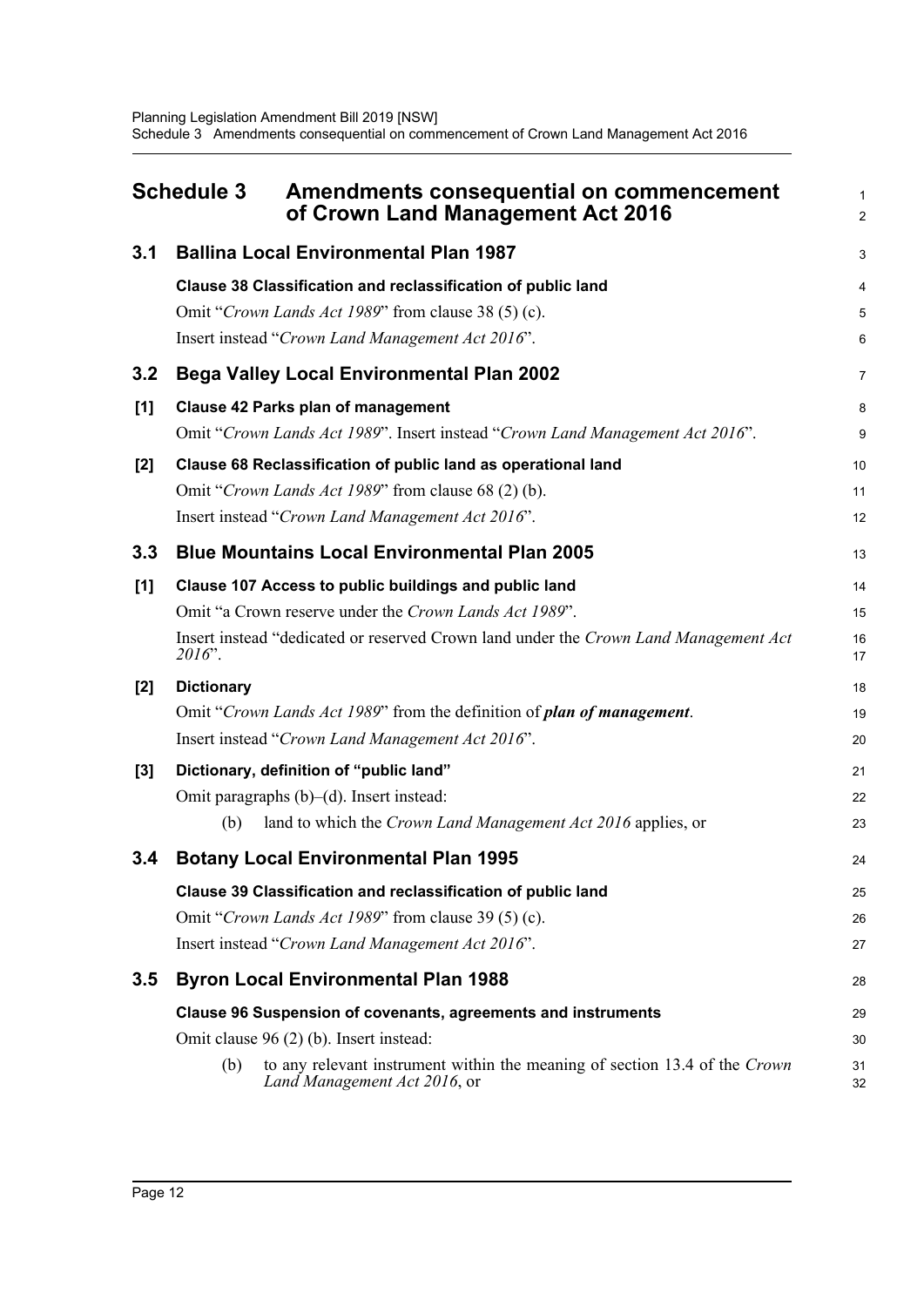# Schedule 3 Amendments consequential on commencement of Crown Land Management Act 2016

## 3.1 Ballina Local Environmental Plan 1987

**Clause 38 Classification and reclassification of public land**

Omit "*Crown Lands Act 1989*" from clause 38 (5) (c).

Insert instead "*Crown Land Management Act 2016*".

## 3.2 Bega Valley Local Environmental Plan 2002

**[1] Clause 42 Parks plan of management**

Omit "*Crown Lands Act 1989*". Insert instead "*Crown Land Management Act 2016*".

**[2] Clause 68 Reclassification of public land as operational land**

Omit "*Crown Lands Act 1989*" from clause 68 (2) (b).

Insert instead "*Crown Land Management Act 2016*".

## 3.3 Blue Mountains Local Environmental Plan 2005

**[1] Clause 107 Access to public buildings and public land**

Omit "a Crown reserve under the *Crown Lands Act 1989*".

Insert instead "dedicated or reserved Crown land under the *Crown Land Management Act 2016*".

**[2] Dictionary**

Omit "*Crown Lands Act 1989*" from the definition of ***plan of management***.

Insert instead "*Crown Land Management Act 2016*".

**[3] Dictionary, definition of "public land"**

Omit paragraphs (b)–(d). Insert instead:

(b) land to which the *Crown Land Management Act 2016* applies, or

## 3.4 Botany Local Environmental Plan 1995

**Clause 39 Classification and reclassification of public land**

Omit "*Crown Lands Act 1989*" from clause 39 (5) (c).

Insert instead "*Crown Land Management Act 2016*".

## 3.5 Byron Local Environmental Plan 1988

**Clause 96 Suspension of covenants, agreements and instruments**

Omit clause 96 (2) (b). Insert instead:

(b) to any relevant instrument within the meaning of section 13.4 of the *Crown Land Management Act 2016*, or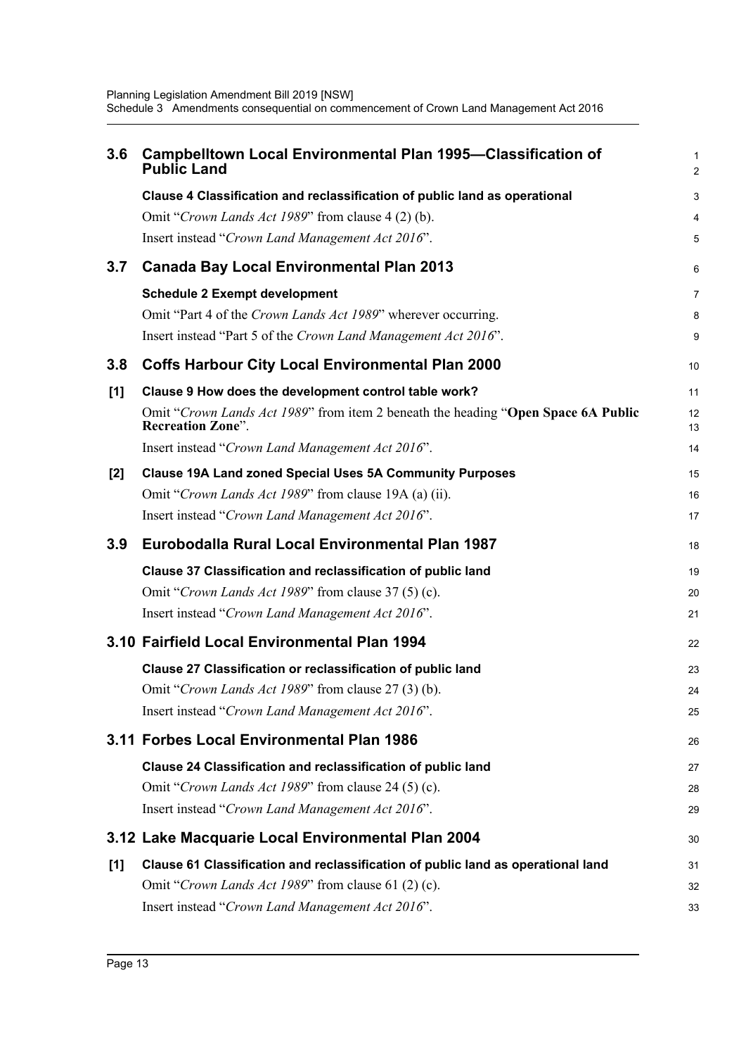## 3.6 Campbelltown Local Environmental Plan 1995—Classification of Public Land

**Clause 4 Classification and reclassification of public land as operational**

Omit "*Crown Lands Act 1989*" from clause 4 (2) (b).

Insert instead "*Crown Land Management Act 2016*".

## 3.7 Canada Bay Local Environmental Plan 2013

**Schedule 2 Exempt development**

Omit "Part 4 of the *Crown Lands Act 1989*" wherever occurring.

Insert instead "Part 5 of the *Crown Land Management Act 2016*".

## 3.8 Coffs Harbour City Local Environmental Plan 2000

**[1] Clause 9 How does the development control table work?**

Omit "*Crown Lands Act 1989*" from item 2 beneath the heading "**Open Space 6A Public Recreation Zone**".

Insert instead "*Crown Land Management Act 2016*".

**[2] Clause 19A Land zoned Special Uses 5A Community Purposes**

Omit "*Crown Lands Act 1989*" from clause 19A (a) (ii).

Insert instead "*Crown Land Management Act 2016*".

## 3.9 Eurobodalla Rural Local Environmental Plan 1987

**Clause 37 Classification and reclassification of public land**

Omit "*Crown Lands Act 1989*" from clause 37 (5) (c).

Insert instead "*Crown Land Management Act 2016*".

## 3.10 Fairfield Local Environmental Plan 1994

**Clause 27 Classification or reclassification of public land**

Omit "*Crown Lands Act 1989*" from clause 27 (3) (b).

Insert instead "*Crown Land Management Act 2016*".

## 3.11 Forbes Local Environmental Plan 1986

**Clause 24 Classification and reclassification of public land**

Omit "*Crown Lands Act 1989*" from clause 24 (5) (c).

Insert instead "*Crown Land Management Act 2016*".

## 3.12 Lake Macquarie Local Environmental Plan 2004

**[1] Clause 61 Classification and reclassification of public land as operational land**

Omit "*Crown Lands Act 1989*" from clause 61 (2) (c).

Insert instead "*Crown Land Management Act 2016*".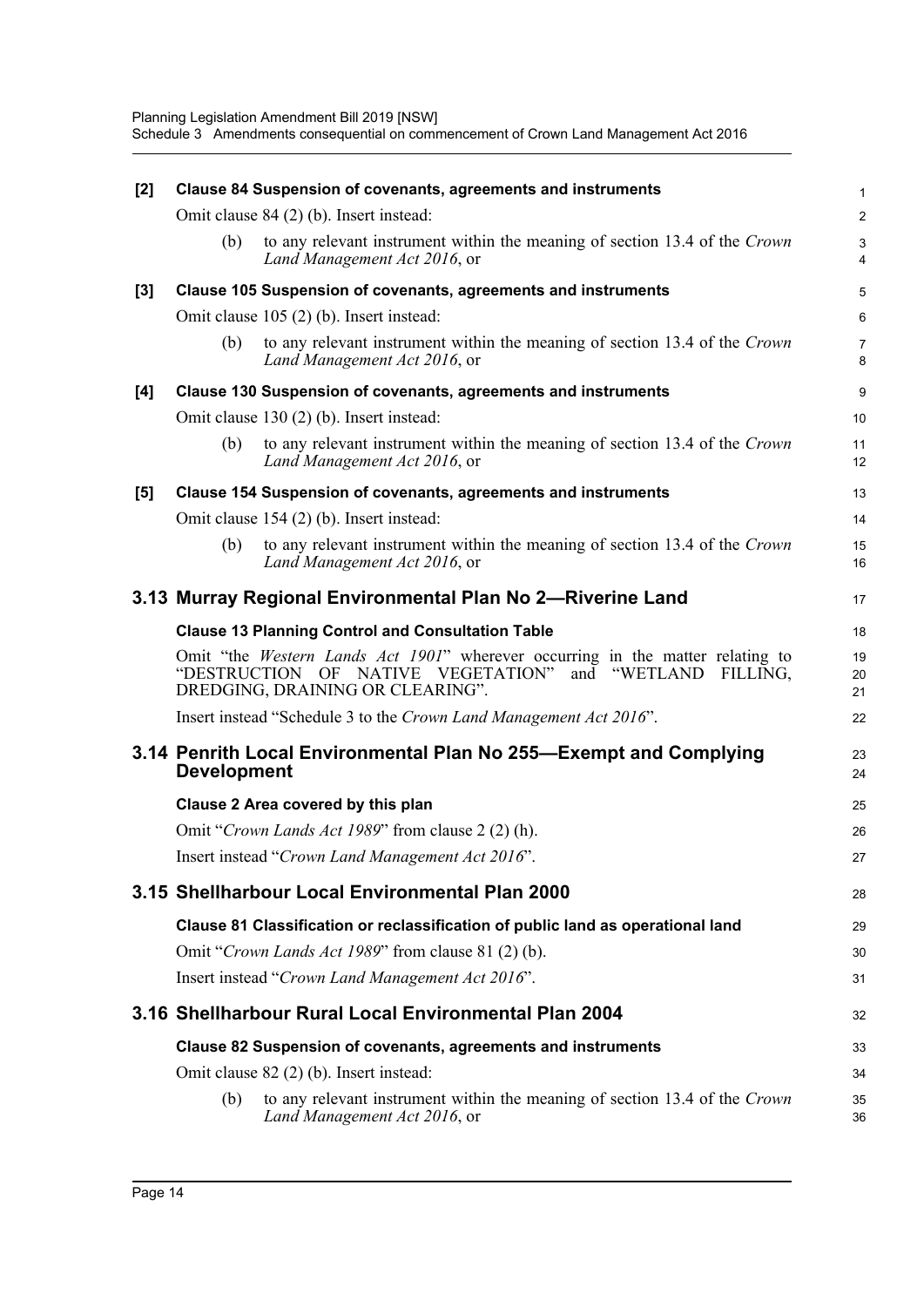**[2] Clause 84 Suspension of covenants, agreements and instruments**

Omit clause 84 (2) (b). Insert instead:

(b) to any relevant instrument within the meaning of section 13.4 of the *Crown Land Management Act 2016*, or

**[3] Clause 105 Suspension of covenants, agreements and instruments**

Omit clause 105 (2) (b). Insert instead:

(b) to any relevant instrument within the meaning of section 13.4 of the *Crown Land Management Act 2016*, or

**[4] Clause 130 Suspension of covenants, agreements and instruments**

Omit clause 130 (2) (b). Insert instead:

(b) to any relevant instrument within the meaning of section 13.4 of the *Crown Land Management Act 2016*, or

**[5] Clause 154 Suspension of covenants, agreements and instruments**

Omit clause 154 (2) (b). Insert instead:

(b) to any relevant instrument within the meaning of section 13.4 of the *Crown Land Management Act 2016*, or

## 3.13 Murray Regional Environmental Plan No 2—Riverine Land

**Clause 13 Planning Control and Consultation Table**

Omit "the *Western Lands Act 1901*" wherever occurring in the matter relating to "DESTRUCTION OF NATIVE VEGETATION" and "WETLAND FILLING, DREDGING, DRAINING OR CLEARING".

Insert instead "Schedule 3 to the *Crown Land Management Act 2016*".

## 3.14 Penrith Local Environmental Plan No 255—Exempt and Complying Development

**Clause 2 Area covered by this plan**

Omit "*Crown Lands Act 1989*" from clause 2 (2) (h).

Insert instead "*Crown Land Management Act 2016*".

## 3.15 Shellharbour Local Environmental Plan 2000

**Clause 81 Classification or reclassification of public land as operational land**

Omit "*Crown Lands Act 1989*" from clause 81 (2) (b).

Insert instead "*Crown Land Management Act 2016*".

## 3.16 Shellharbour Rural Local Environmental Plan 2004

**Clause 82 Suspension of covenants, agreements and instruments**

Omit clause 82 (2) (b). Insert instead:

(b) to any relevant instrument within the meaning of section 13.4 of the *Crown Land Management Act 2016*, or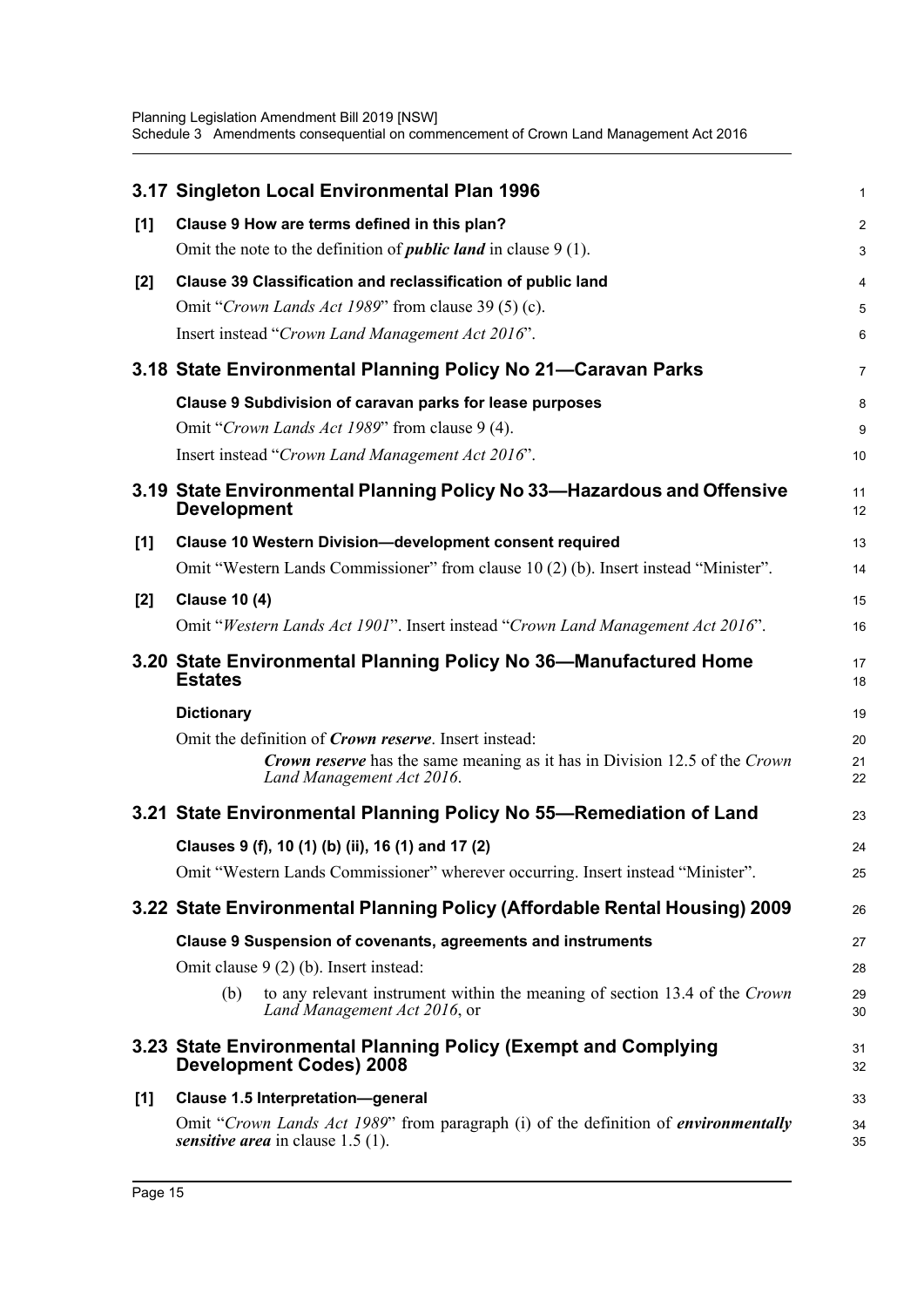## 3.17 Singleton Local Environmental Plan 1996

**[1] Clause 9 How are terms defined in this plan?**

Omit the note to the definition of ***public land*** in clause 9 (1).

**[2] Clause 39 Classification and reclassification of public land**

Omit "*Crown Lands Act 1989*" from clause 39 (5) (c).

Insert instead "*Crown Land Management Act 2016*".

## 3.18 State Environmental Planning Policy No 21—Caravan Parks

**Clause 9 Subdivision of caravan parks for lease purposes**

Omit "*Crown Lands Act 1989*" from clause 9 (4).

Insert instead "*Crown Land Management Act 2016*".

## 3.19 State Environmental Planning Policy No 33—Hazardous and Offensive Development

**[1] Clause 10 Western Division—development consent required**

Omit "Western Lands Commissioner" from clause 10 (2) (b). Insert instead "Minister".

**[2] Clause 10 (4)**

Omit "*Western Lands Act 1901*". Insert instead "*Crown Land Management Act 2016*".

## 3.20 State Environmental Planning Policy No 36—Manufactured Home Estates

**Dictionary**

Omit the definition of ***Crown reserve***. Insert instead:

> ***Crown reserve*** has the same meaning as it has in Division 12.5 of the *Crown Land Management Act 2016*.

## 3.21 State Environmental Planning Policy No 55—Remediation of Land

**Clauses 9 (f), 10 (1) (b) (ii), 16 (1) and 17 (2)**

Omit "Western Lands Commissioner" wherever occurring. Insert instead "Minister".

## 3.22 State Environmental Planning Policy (Affordable Rental Housing) 2009

**Clause 9 Suspension of covenants, agreements and instruments**

Omit clause 9 (2) (b). Insert instead:

> (b) to any relevant instrument within the meaning of section 13.4 of the *Crown Land Management Act 2016*, or

## 3.23 State Environmental Planning Policy (Exempt and Complying Development Codes) 2008

**[1] Clause 1.5 Interpretation—general**

Omit "*Crown Lands Act 1989*" from paragraph (i) of the definition of ***environmentally sensitive area*** in clause 1.5 (1).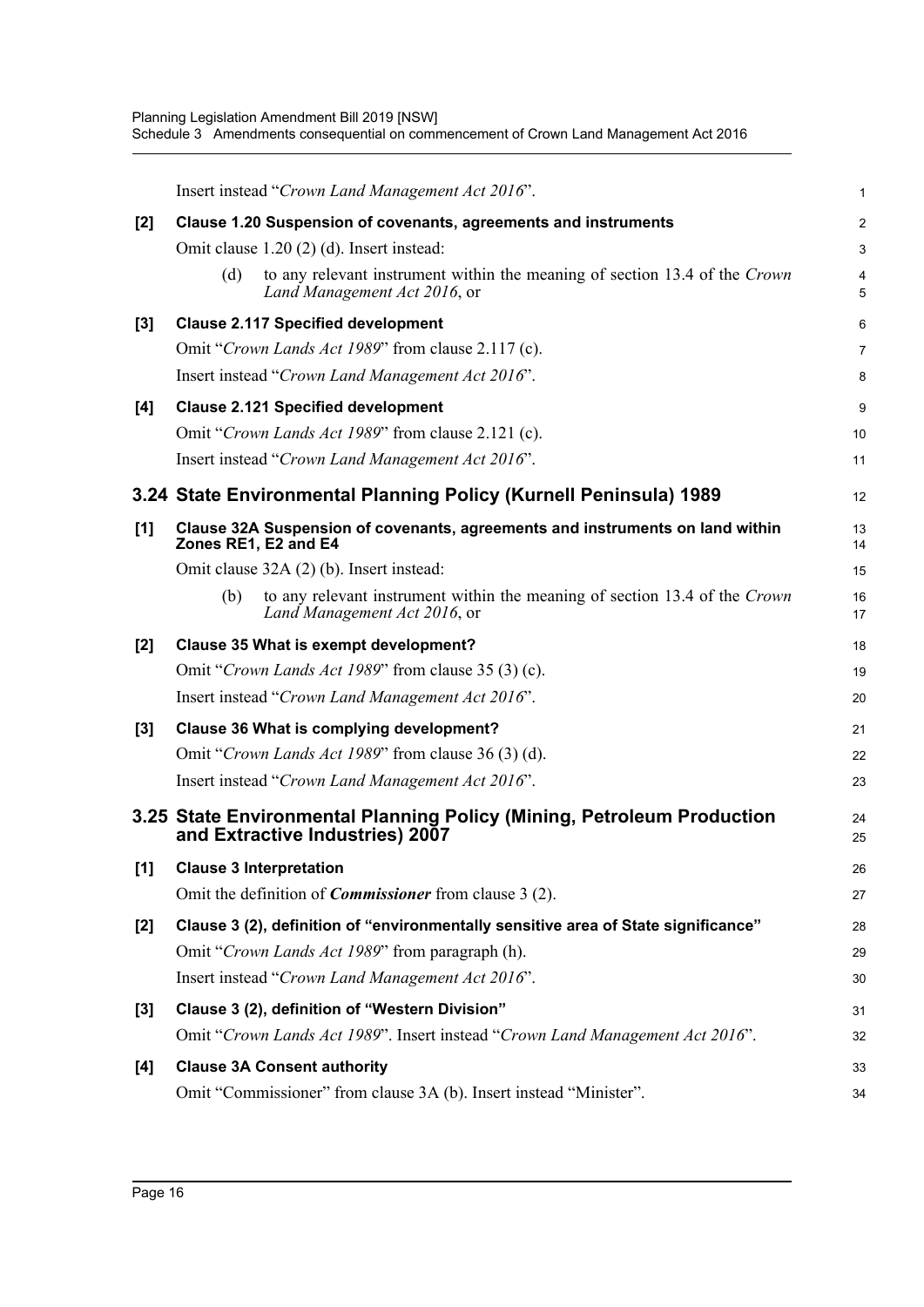Insert instead "*Crown Land Management Act 2016*".

**[2] Clause 1.20 Suspension of covenants, agreements and instruments**

Omit clause 1.20 (2) (d). Insert instead:

(d) to any relevant instrument within the meaning of section 13.4 of the *Crown Land Management Act 2016*, or

**[3] Clause 2.117 Specified development**

Omit "*Crown Lands Act 1989*" from clause 2.117 (c).

Insert instead "*Crown Land Management Act 2016*".

**[4] Clause 2.121 Specified development**

Omit "*Crown Lands Act 1989*" from clause 2.121 (c).

Insert instead "*Crown Land Management Act 2016*".

## 3.24 State Environmental Planning Policy (Kurnell Peninsula) 1989

**[1] Clause 32A Suspension of covenants, agreements and instruments on land within Zones RE1, E2 and E4**

Omit clause 32A (2) (b). Insert instead:

(b) to any relevant instrument within the meaning of section 13.4 of the *Crown Land Management Act 2016*, or

**[2] Clause 35 What is exempt development?**

Omit "*Crown Lands Act 1989*" from clause 35 (3) (c).

Insert instead "*Crown Land Management Act 2016*".

**[3] Clause 36 What is complying development?**

Omit "*Crown Lands Act 1989*" from clause 36 (3) (d).

Insert instead "*Crown Land Management Act 2016*".

## 3.25 State Environmental Planning Policy (Mining, Petroleum Production and Extractive Industries) 2007

**[1] Clause 3 Interpretation**

Omit the definition of ***Commissioner*** from clause 3 (2).

**[2] Clause 3 (2), definition of "environmentally sensitive area of State significance"**

Omit "*Crown Lands Act 1989*" from paragraph (h).

Insert instead "*Crown Land Management Act 2016*".

**[3] Clause 3 (2), definition of "Western Division"**

Omit "*Crown Lands Act 1989*". Insert instead "*Crown Land Management Act 2016*".

**[4] Clause 3A Consent authority**

Omit "Commissioner" from clause 3A (b). Insert instead "Minister".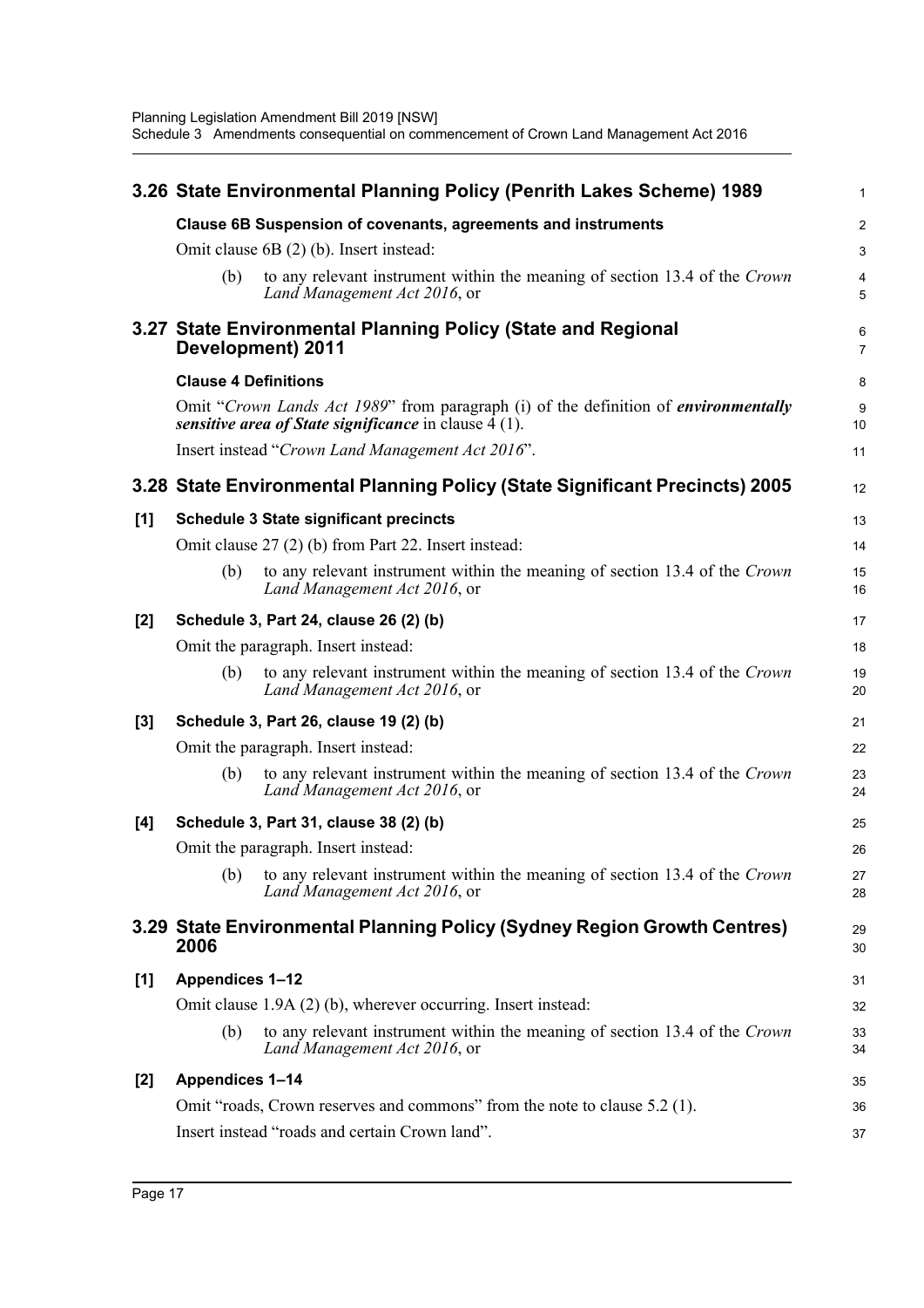## 3.26 State Environmental Planning Policy (Penrith Lakes Scheme) 1989

**Clause 6B Suspension of covenants, agreements and instruments**

Omit clause 6B (2) (b). Insert instead:

(b) to any relevant instrument within the meaning of section 13.4 of the *Crown Land Management Act 2016*, or

## 3.27 State Environmental Planning Policy (State and Regional Development) 2011

**Clause 4 Definitions**

Omit "*Crown Lands Act 1989*" from paragraph (i) of the definition of ***environmentally sensitive area of State significance*** in clause 4 (1).

Insert instead "*Crown Land Management Act 2016*".

## 3.28 State Environmental Planning Policy (State Significant Precincts) 2005

**[1] Schedule 3 State significant precincts**

Omit clause 27 (2) (b) from Part 22. Insert instead:

(b) to any relevant instrument within the meaning of section 13.4 of the *Crown Land Management Act 2016*, or

**[2] Schedule 3, Part 24, clause 26 (2) (b)**

Omit the paragraph. Insert instead:

(b) to any relevant instrument within the meaning of section 13.4 of the *Crown Land Management Act 2016*, or

**[3] Schedule 3, Part 26, clause 19 (2) (b)**

Omit the paragraph. Insert instead:

(b) to any relevant instrument within the meaning of section 13.4 of the *Crown Land Management Act 2016*, or

**[4] Schedule 3, Part 31, clause 38 (2) (b)**

Omit the paragraph. Insert instead:

(b) to any relevant instrument within the meaning of section 13.4 of the *Crown Land Management Act 2016*, or

## 3.29 State Environmental Planning Policy (Sydney Region Growth Centres) 2006

**[1] Appendices 1–12**

Omit clause 1.9A (2) (b), wherever occurring. Insert instead:

(b) to any relevant instrument within the meaning of section 13.4 of the *Crown Land Management Act 2016*, or

**[2] Appendices 1–14**

Omit "roads, Crown reserves and commons" from the note to clause 5.2 (1).

Insert instead "roads and certain Crown land".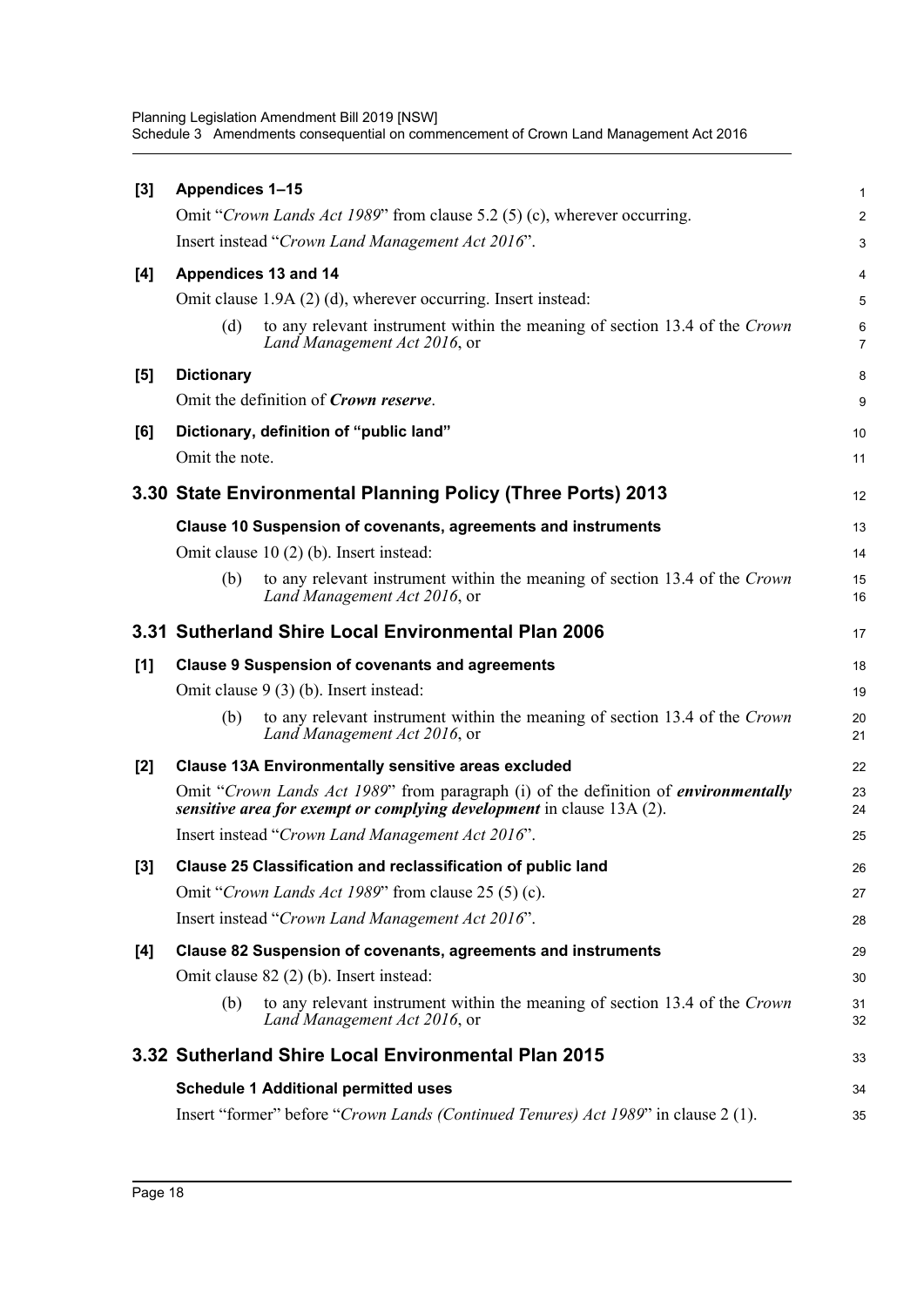**[3] Appendices 1–15**

Omit "*Crown Lands Act 1989*" from clause 5.2 (5) (c), wherever occurring.

Insert instead "*Crown Land Management Act 2016*".

**[4] Appendices 13 and 14**

Omit clause 1.9A (2) (d), wherever occurring. Insert instead:

> (d) to any relevant instrument within the meaning of section 13.4 of the *Crown Land Management Act 2016*, or

**[5] Dictionary**

Omit the definition of ***Crown reserve***.

**[6] Dictionary, definition of "public land"**

Omit the note.

## 3.30 State Environmental Planning Policy (Three Ports) 2013

**Clause 10 Suspension of covenants, agreements and instruments**

Omit clause 10 (2) (b). Insert instead:

> (b) to any relevant instrument within the meaning of section 13.4 of the *Crown Land Management Act 2016*, or

## 3.31 Sutherland Shire Local Environmental Plan 2006

**[1] Clause 9 Suspension of covenants and agreements**

Omit clause 9 (3) (b). Insert instead:

> (b) to any relevant instrument within the meaning of section 13.4 of the *Crown Land Management Act 2016*, or

**[2] Clause 13A Environmentally sensitive areas excluded**

Omit "*Crown Lands Act 1989*" from paragraph (i) of the definition of ***environmentally sensitive area for exempt or complying development*** in clause 13A (2).

Insert instead "*Crown Land Management Act 2016*".

**[3] Clause 25 Classification and reclassification of public land**

Omit "*Crown Lands Act 1989*" from clause 25 (5) (c).

Insert instead "*Crown Land Management Act 2016*".

**[4] Clause 82 Suspension of covenants, agreements and instruments**

Omit clause 82 (2) (b). Insert instead:

> (b) to any relevant instrument within the meaning of section 13.4 of the *Crown Land Management Act 2016*, or

## 3.32 Sutherland Shire Local Environmental Plan 2015

**Schedule 1 Additional permitted uses**

Insert "former" before "*Crown Lands (Continued Tenures) Act 1989*" in clause 2 (1).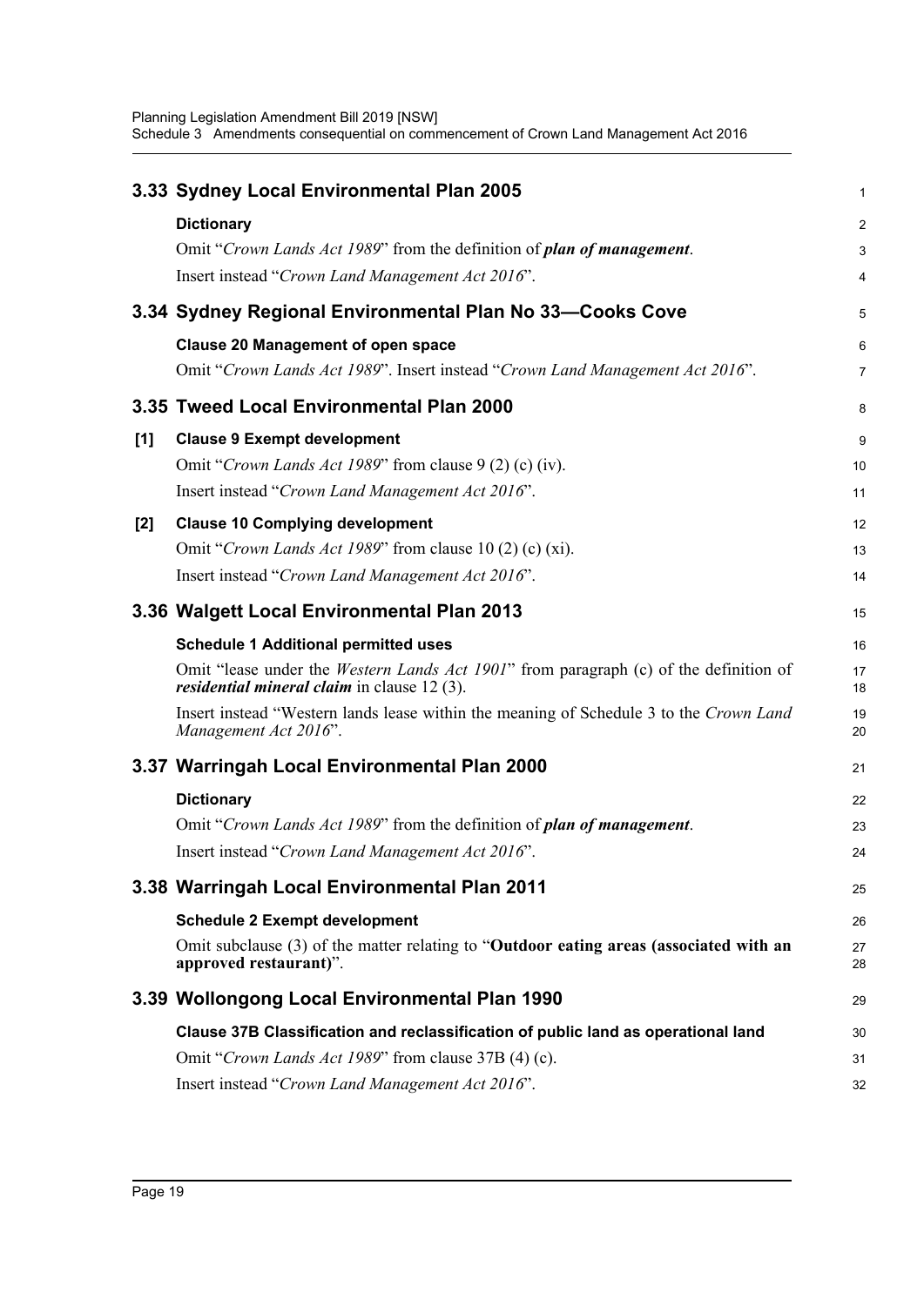## 3.33 Sydney Local Environmental Plan 2005

**Dictionary**

Omit "*Crown Lands Act 1989*" from the definition of ***plan of management***.

Insert instead "*Crown Land Management Act 2016*".

## 3.34 Sydney Regional Environmental Plan No 33—Cooks Cove

**Clause 20 Management of open space**

Omit "*Crown Lands Act 1989*". Insert instead "*Crown Land Management Act 2016*".

## 3.35 Tweed Local Environmental Plan 2000

**[1] Clause 9 Exempt development**

Omit "*Crown Lands Act 1989*" from clause 9 (2) (c) (iv).

Insert instead "*Crown Land Management Act 2016*".

**[2] Clause 10 Complying development**

Omit "*Crown Lands Act 1989*" from clause 10 (2) (c) (xi).

Insert instead "*Crown Land Management Act 2016*".

## 3.36 Walgett Local Environmental Plan 2013

**Schedule 1 Additional permitted uses**

Omit "lease under the *Western Lands Act 1901*" from paragraph (c) of the definition of ***residential mineral claim*** in clause 12 (3).

Insert instead "Western lands lease within the meaning of Schedule 3 to the *Crown Land Management Act 2016*".

## 3.37 Warringah Local Environmental Plan 2000

**Dictionary**

Omit "*Crown Lands Act 1989*" from the definition of ***plan of management***.

Insert instead "*Crown Land Management Act 2016*".

## 3.38 Warringah Local Environmental Plan 2011

**Schedule 2 Exempt development**

Omit subclause (3) of the matter relating to "**Outdoor eating areas (associated with an approved restaurant)**".

## 3.39 Wollongong Local Environmental Plan 1990

**Clause 37B Classification and reclassification of public land as operational land**

Omit "*Crown Lands Act 1989*" from clause 37B (4) (c).

Insert instead "*Crown Land Management Act 2016*".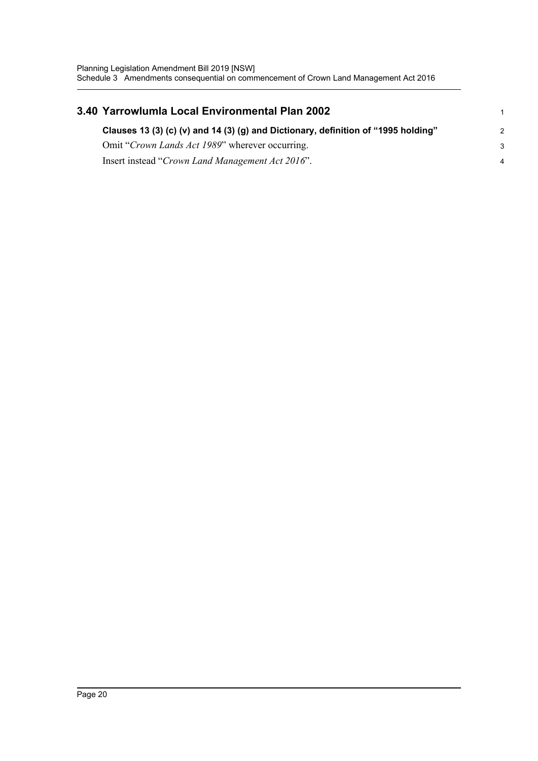## 3.40 Yarrowlumla Local Environmental Plan 2002

**Clauses 13 (3) (c) (v) and 14 (3) (g) and Dictionary, definition of "1995 holding"**

Omit "*Crown Lands Act 1989*" wherever occurring.

Insert instead "*Crown Land Management Act 2016*".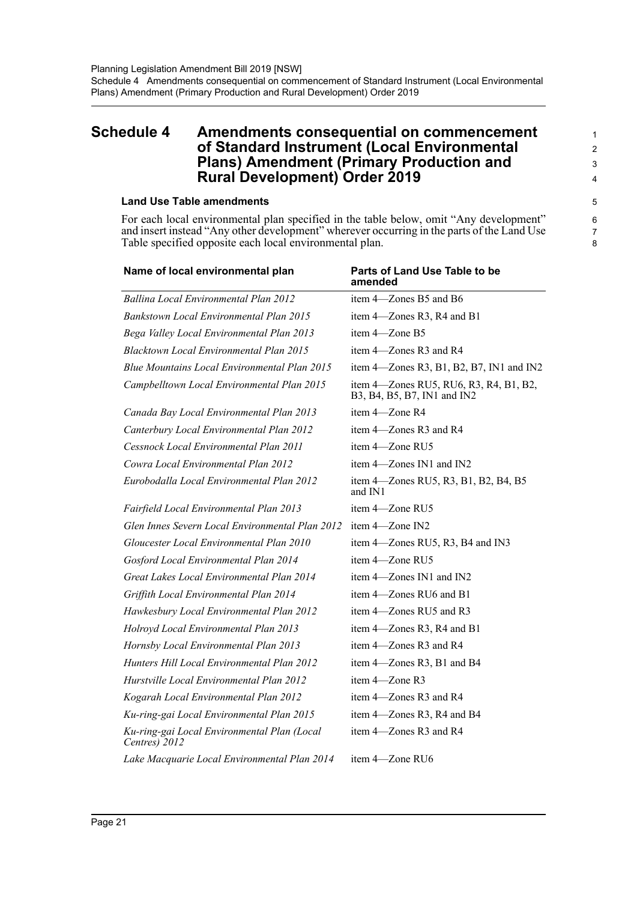# Schedule 4 Amendments consequential on commencement of Standard Instrument (Local Environmental Plans) Amendment (Primary Production and Rural Development) Order 2019

### Land Use Table amendments

For each local environmental plan specified in the table below, omit "Any development" and insert instead "Any other development" wherever occurring in the parts of the Land Use Table specified opposite each local environmental plan.

| Name of local environmental plan | Parts of Land Use Table to be amended |
|---|---|
| *Ballina Local Environmental Plan 2012* | item 4—Zones B5 and B6 |
| *Bankstown Local Environmental Plan 2015* | item 4—Zones R3, R4 and B1 |
| *Bega Valley Local Environmental Plan 2013* | item 4—Zone B5 |
| *Blacktown Local Environmental Plan 2015* | item 4—Zones R3 and R4 |
| *Blue Mountains Local Environmental Plan 2015* | item 4—Zones R3, B1, B2, B7, IN1 and IN2 |
| *Campbelltown Local Environmental Plan 2015* | item 4—Zones RU5, RU6, R3, R4, B1, B2, B3, B4, B5, B7, IN1 and IN2 |
| *Canada Bay Local Environmental Plan 2013* | item 4—Zone R4 |
| *Canterbury Local Environmental Plan 2012* | item 4—Zones R3 and R4 |
| *Cessnock Local Environmental Plan 2011* | item 4—Zone RU5 |
| *Cowra Local Environmental Plan 2012* | item 4—Zones IN1 and IN2 |
| *Eurobodalla Local Environmental Plan 2012* | item 4—Zones RU5, R3, B1, B2, B4, B5 and IN1 |
| *Fairfield Local Environmental Plan 2013* | item 4—Zone RU5 |
| *Glen Innes Severn Local Environmental Plan 2012* | item 4—Zone IN2 |
| *Gloucester Local Environmental Plan 2010* | item 4—Zones RU5, R3, B4 and IN3 |
| *Gosford Local Environmental Plan 2014* | item 4—Zone RU5 |
| *Great Lakes Local Environmental Plan 2014* | item 4—Zones IN1 and IN2 |
| *Griffith Local Environmental Plan 2014* | item 4—Zones RU6 and B1 |
| *Hawkesbury Local Environmental Plan 2012* | item 4—Zones RU5 and R3 |
| *Holroyd Local Environmental Plan 2013* | item 4—Zones R3, R4 and B1 |
| *Hornsby Local Environmental Plan 2013* | item 4—Zones R3 and R4 |
| *Hunters Hill Local Environmental Plan 2012* | item 4—Zones R3, B1 and B4 |
| *Hurstville Local Environmental Plan 2012* | item 4—Zone R3 |
| *Kogarah Local Environmental Plan 2012* | item 4—Zones R3 and R4 |
| *Ku-ring-gai Local Environmental Plan 2015* | item 4—Zones R3, R4 and B4 |
| *Ku-ring-gai Local Environmental Plan (Local Centres) 2012* | item 4—Zones R3 and R4 |
| *Lake Macquarie Local Environmental Plan 2014* | item 4—Zone RU6 |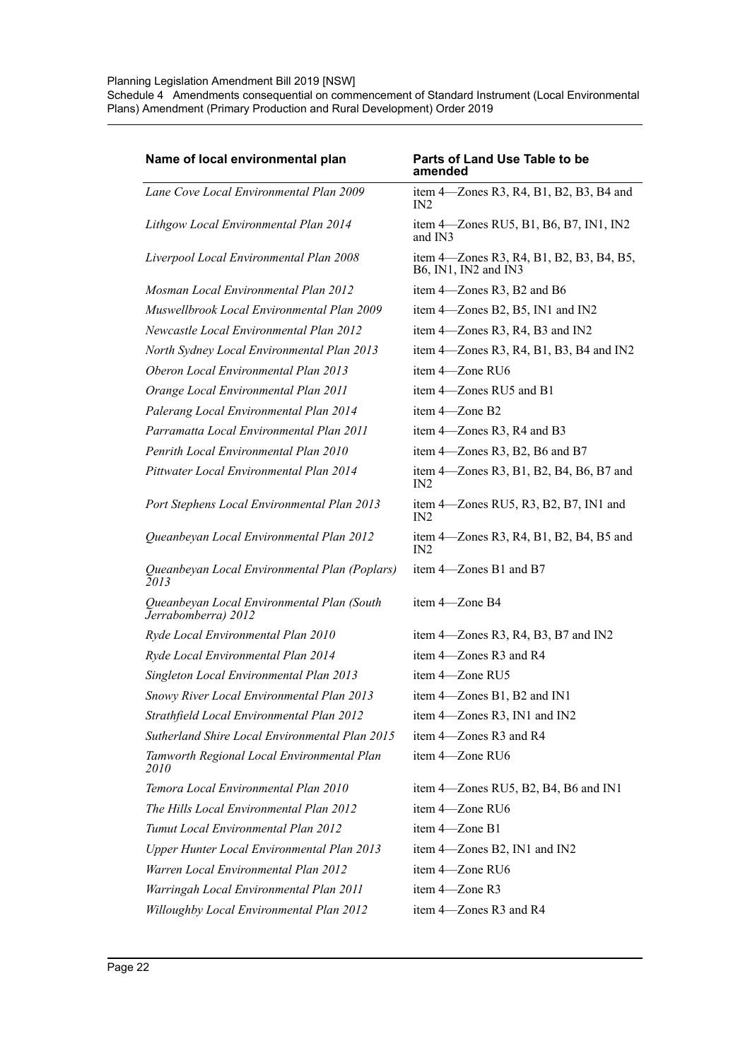| Name of local environmental plan | Parts of Land Use Table to be amended |
|---|---|
| *Lane Cove Local Environmental Plan 2009* | item 4—Zones R3, R4, B1, B2, B3, B4 and IN2 |
| *Lithgow Local Environmental Plan 2014* | item 4—Zones RU5, B1, B6, B7, IN1, IN2 and IN3 |
| *Liverpool Local Environmental Plan 2008* | item 4—Zones R3, R4, B1, B2, B3, B4, B5, B6, IN1, IN2 and IN3 |
| *Mosman Local Environmental Plan 2012* | item 4—Zones R3, B2 and B6 |
| *Muswellbrook Local Environmental Plan 2009* | item 4—Zones B2, B5, IN1 and IN2 |
| *Newcastle Local Environmental Plan 2012* | item 4—Zones R3, R4, B3 and IN2 |
| *North Sydney Local Environmental Plan 2013* | item 4—Zones R3, R4, B1, B3, B4 and IN2 |
| *Oberon Local Environmental Plan 2013* | item 4—Zone RU6 |
| *Orange Local Environmental Plan 2011* | item 4—Zones RU5 and B1 |
| *Palerang Local Environmental Plan 2014* | item 4—Zone B2 |
| *Parramatta Local Environmental Plan 2011* | item 4—Zones R3, R4 and B3 |
| *Penrith Local Environmental Plan 2010* | item 4—Zones R3, B2, B6 and B7 |
| *Pittwater Local Environmental Plan 2014* | item 4—Zones R3, B1, B2, B4, B6, B7 and IN2 |
| *Port Stephens Local Environmental Plan 2013* | item 4—Zones RU5, R3, B2, B7, IN1 and IN2 |
| *Queanbeyan Local Environmental Plan 2012* | item 4—Zones R3, R4, B1, B2, B4, B5 and IN2 |
| *Queanbeyan Local Environmental Plan (Poplars) 2013* | item 4—Zones B1 and B7 |
| *Queanbeyan Local Environmental Plan (South Jerrabomberra) 2012* | item 4—Zone B4 |
| *Ryde Local Environmental Plan 2010* | item 4—Zones R3, R4, B3, B7 and IN2 |
| *Ryde Local Environmental Plan 2014* | item 4—Zones R3 and R4 |
| *Singleton Local Environmental Plan 2013* | item 4—Zone RU5 |
| *Snowy River Local Environmental Plan 2013* | item 4—Zones B1, B2 and IN1 |
| *Strathfield Local Environmental Plan 2012* | item 4—Zones R3, IN1 and IN2 |
| *Sutherland Shire Local Environmental Plan 2015* | item 4—Zones R3 and R4 |
| *Tamworth Regional Local Environmental Plan 2010* | item 4—Zone RU6 |
| *Temora Local Environmental Plan 2010* | item 4—Zones RU5, B2, B4, B6 and IN1 |
| *The Hills Local Environmental Plan 2012* | item 4—Zone RU6 |
| *Tumut Local Environmental Plan 2012* | item 4—Zone B1 |
| *Upper Hunter Local Environmental Plan 2013* | item 4—Zones B2, IN1 and IN2 |
| *Warren Local Environmental Plan 2012* | item 4—Zone RU6 |
| *Warringah Local Environmental Plan 2011* | item 4—Zone R3 |
| *Willoughby Local Environmental Plan 2012* | item 4—Zones R3 and R4 |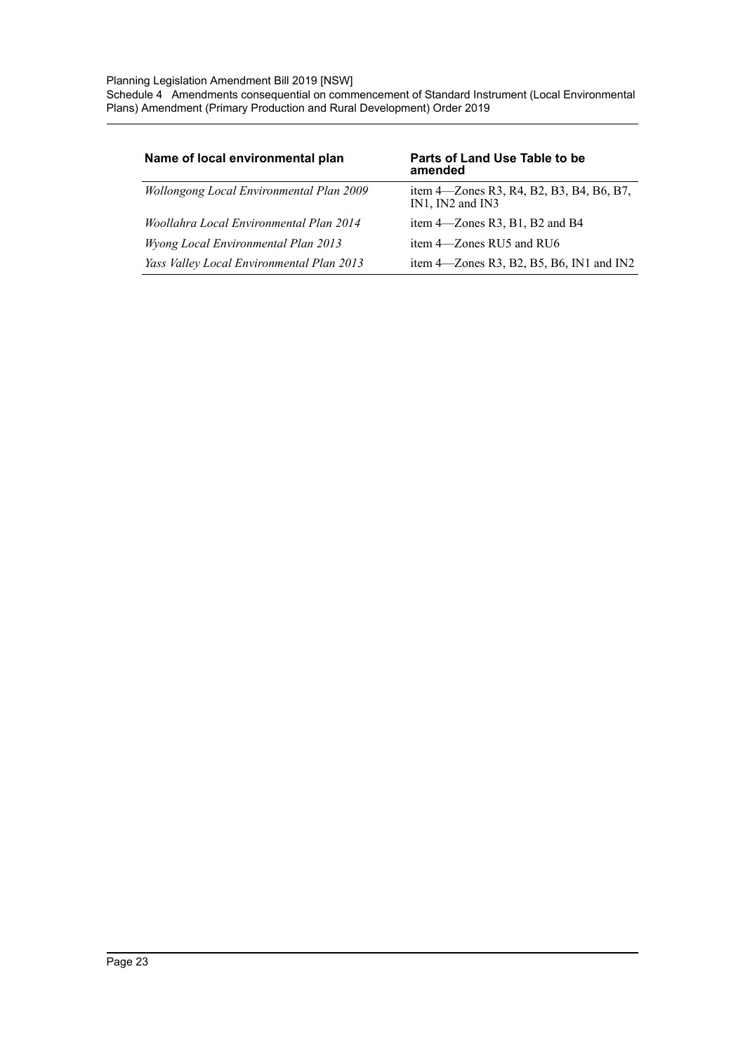| Name of local environmental plan | Parts of Land Use Table to be amended |
| --- | --- |
| *Wollongong Local Environmental Plan 2009* | item 4—Zones R3, R4, B2, B3, B4, B6, B7, IN1, IN2 and IN3 |
| *Woollahra Local Environmental Plan 2014* | item 4—Zones R3, B1, B2 and B4 |
| *Wyong Local Environmental Plan 2013* | item 4—Zones RU5 and RU6 |
| *Yass Valley Local Environmental Plan 2013* | item 4—Zones R3, B2, B5, B6, IN1 and IN2 |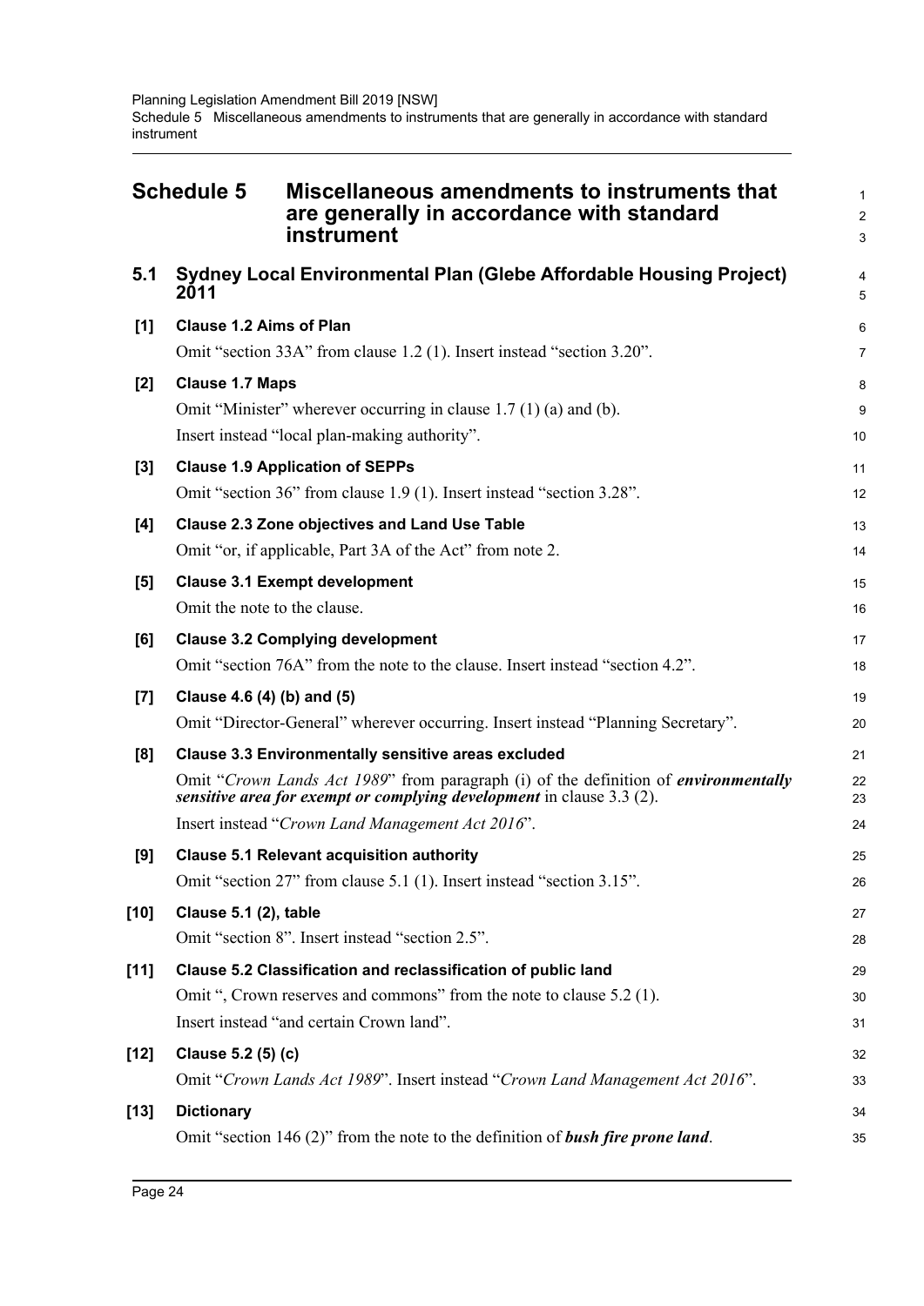# Schedule 5 Miscellaneous amendments to instruments that are generally in accordance with standard instrument

## 5.1 Sydney Local Environmental Plan (Glebe Affordable Housing Project) 2011

**[1] Clause 1.2 Aims of Plan**

Omit "section 33A" from clause 1.2 (1). Insert instead "section 3.20".

**[2] Clause 1.7 Maps**

Omit "Minister" wherever occurring in clause 1.7 (1) (a) and (b).

Insert instead "local plan-making authority".

**[3] Clause 1.9 Application of SEPPs**

Omit "section 36" from clause 1.9 (1). Insert instead "section 3.28".

**[4] Clause 2.3 Zone objectives and Land Use Table**

Omit "or, if applicable, Part 3A of the Act" from note 2.

**[5] Clause 3.1 Exempt development**

Omit the note to the clause.

**[6] Clause 3.2 Complying development**

Omit "section 76A" from the note to the clause. Insert instead "section 4.2".

**[7] Clause 4.6 (4) (b) and (5)**

Omit "Director-General" wherever occurring. Insert instead "Planning Secretary".

**[8] Clause 3.3 Environmentally sensitive areas excluded**

Omit "*Crown Lands Act 1989*" from paragraph (i) of the definition of ***environmentally sensitive area for exempt or complying development*** in clause 3.3 (2).

Insert instead "*Crown Land Management Act 2016*".

**[9] Clause 5.1 Relevant acquisition authority**

Omit "section 27" from clause 5.1 (1). Insert instead "section 3.15".

**[10] Clause 5.1 (2), table**

Omit "section 8". Insert instead "section 2.5".

**[11] Clause 5.2 Classification and reclassification of public land**

Omit ", Crown reserves and commons" from the note to clause 5.2 (1).

Insert instead "and certain Crown land".

**[12] Clause 5.2 (5) (c)**

Omit "*Crown Lands Act 1989*". Insert instead "*Crown Land Management Act 2016*".

**[13] Dictionary**

Omit "section 146 (2)" from the note to the definition of ***bush fire prone land***.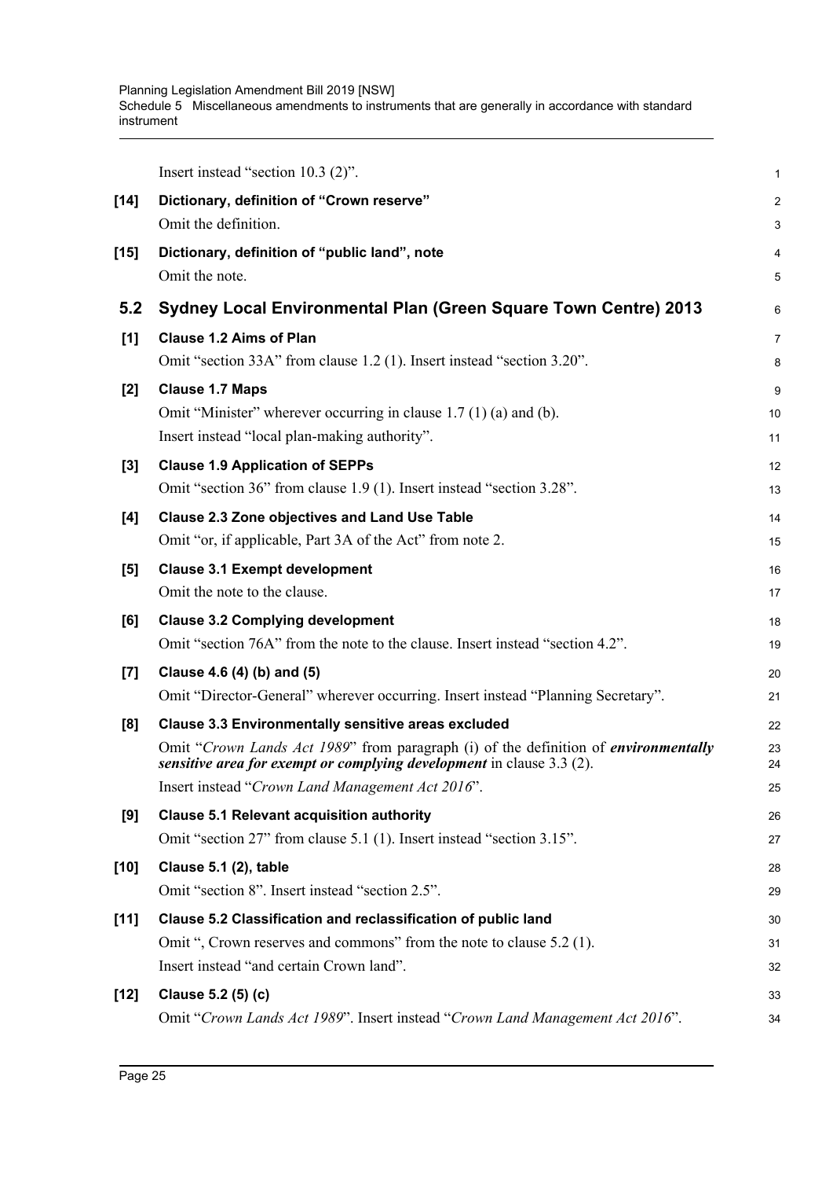Insert instead "section 10.3 (2)".

**[14] Dictionary, definition of "Crown reserve"**

Omit the definition.

**[15] Dictionary, definition of "public land", note**

Omit the note.

## 5.2 Sydney Local Environmental Plan (Green Square Town Centre) 2013

**[1] Clause 1.2 Aims of Plan**

Omit "section 33A" from clause 1.2 (1). Insert instead "section 3.20".

**[2] Clause 1.7 Maps**

Omit "Minister" wherever occurring in clause 1.7 (1) (a) and (b).

Insert instead "local plan-making authority".

**[3] Clause 1.9 Application of SEPPs**

Omit "section 36" from clause 1.9 (1). Insert instead "section 3.28".

**[4] Clause 2.3 Zone objectives and Land Use Table**

Omit "or, if applicable, Part 3A of the Act" from note 2.

**[5] Clause 3.1 Exempt development**

Omit the note to the clause.

**[6] Clause 3.2 Complying development**

Omit "section 76A" from the note to the clause. Insert instead "section 4.2".

**[7] Clause 4.6 (4) (b) and (5)**

Omit "Director-General" wherever occurring. Insert instead "Planning Secretary".

**[8] Clause 3.3 Environmentally sensitive areas excluded**

Omit "*Crown Lands Act 1989*" from paragraph (i) of the definition of ***environmentally sensitive area for exempt or complying development*** in clause 3.3 (2).

Insert instead "*Crown Land Management Act 2016*".

**[9] Clause 5.1 Relevant acquisition authority**

Omit "section 27" from clause 5.1 (1). Insert instead "section 3.15".

**[10] Clause 5.1 (2), table**

Omit "section 8". Insert instead "section 2.5".

**[11] Clause 5.2 Classification and reclassification of public land**

Omit ", Crown reserves and commons" from the note to clause 5.2 (1).

Insert instead "and certain Crown land".

**[12] Clause 5.2 (5) (c)**

Omit "*Crown Lands Act 1989*". Insert instead "*Crown Land Management Act 2016*".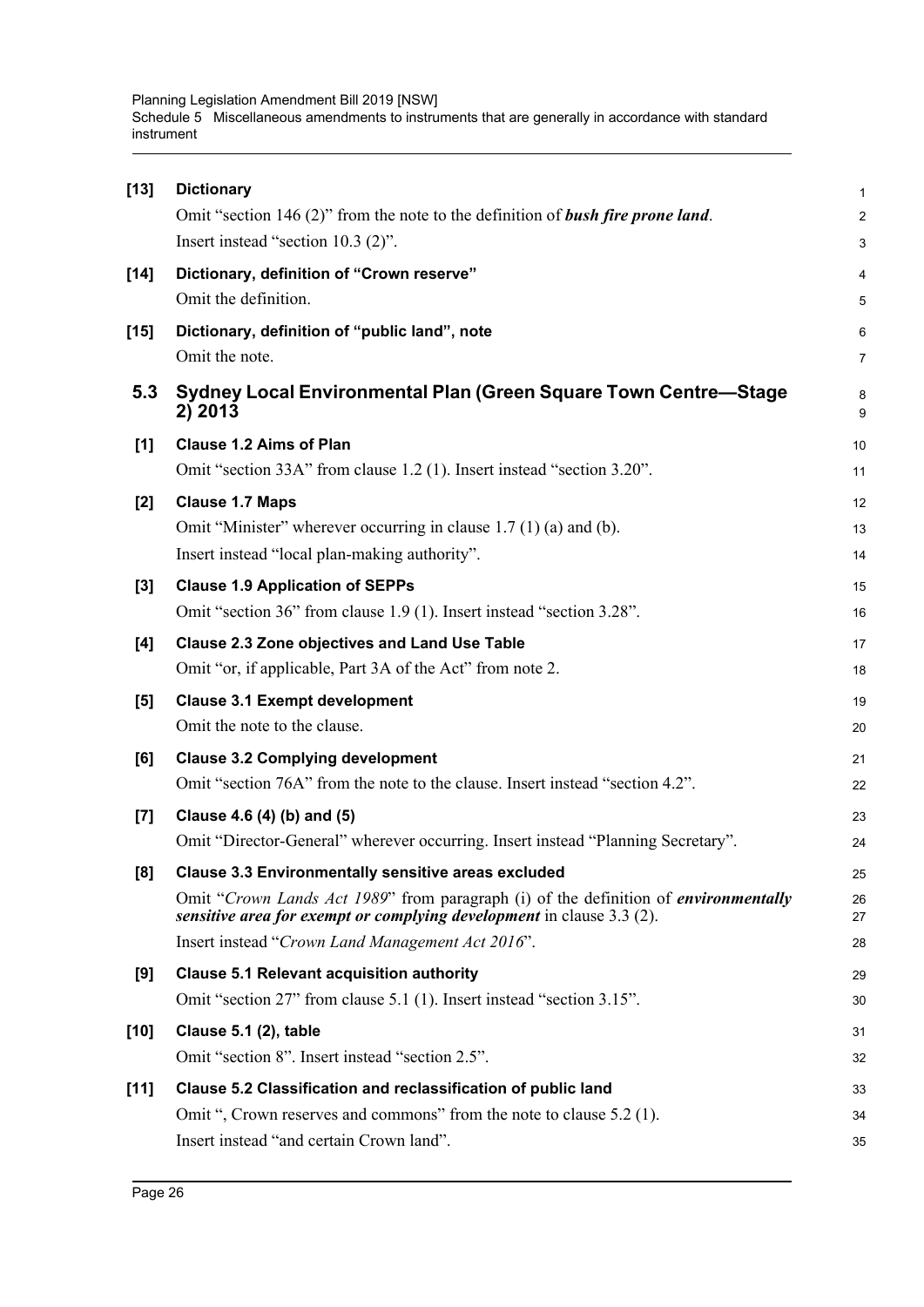**[13] Dictionary**

Omit "section 146 (2)" from the note to the definition of ***bush fire prone land***.

Insert instead "section 10.3 (2)".

**[14] Dictionary, definition of "Crown reserve"**

Omit the definition.

**[15] Dictionary, definition of "public land", note**

Omit the note.

## 5.3 Sydney Local Environmental Plan (Green Square Town Centre—Stage 2) 2013

**[1] Clause 1.2 Aims of Plan**

Omit "section 33A" from clause 1.2 (1). Insert instead "section 3.20".

**[2] Clause 1.7 Maps**

Omit "Minister" wherever occurring in clause 1.7 (1) (a) and (b).

Insert instead "local plan-making authority".

**[3] Clause 1.9 Application of SEPPs**

Omit "section 36" from clause 1.9 (1). Insert instead "section 3.28".

**[4] Clause 2.3 Zone objectives and Land Use Table**

Omit "or, if applicable, Part 3A of the Act" from note 2.

**[5] Clause 3.1 Exempt development**

Omit the note to the clause.

**[6] Clause 3.2 Complying development**

Omit "section 76A" from the note to the clause. Insert instead "section 4.2".

**[7] Clause 4.6 (4) (b) and (5)**

Omit "Director-General" wherever occurring. Insert instead "Planning Secretary".

**[8] Clause 3.3 Environmentally sensitive areas excluded**

Omit "*Crown Lands Act 1989*" from paragraph (i) of the definition of ***environmentally sensitive area for exempt or complying development*** in clause 3.3 (2).

Insert instead "*Crown Land Management Act 2016*".

**[9] Clause 5.1 Relevant acquisition authority**

Omit "section 27" from clause 5.1 (1). Insert instead "section 3.15".

**[10] Clause 5.1 (2), table**

Omit "section 8". Insert instead "section 2.5".

**[11] Clause 5.2 Classification and reclassification of public land**

Omit ", Crown reserves and commons" from the note to clause 5.2 (1).

Insert instead "and certain Crown land".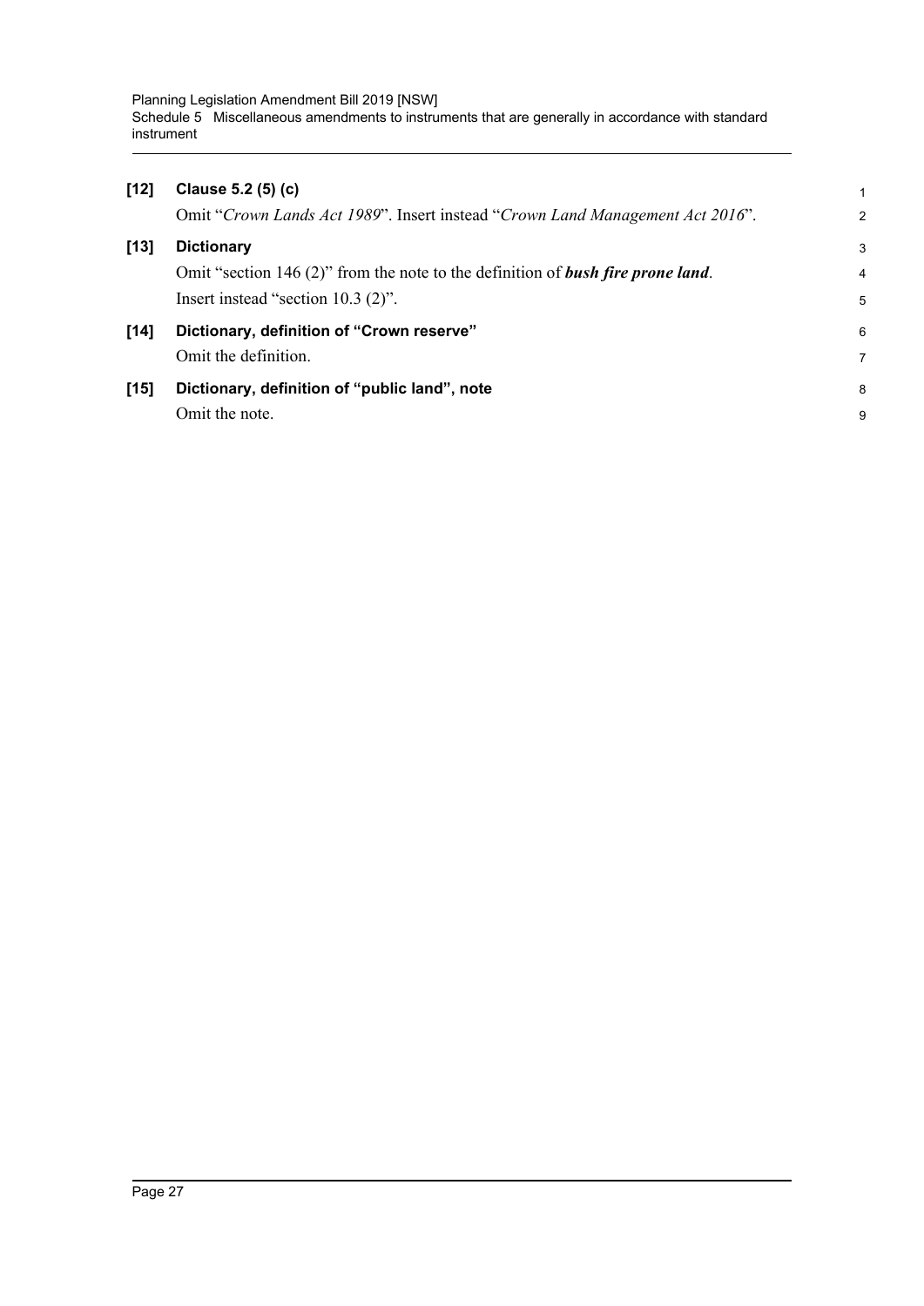**[12] Clause 5.2 (5) (c)**

Omit "*Crown Lands Act 1989*". Insert instead "*Crown Land Management Act 2016*".

**[13] Dictionary**

Omit "section 146 (2)" from the note to the definition of ***bush fire prone land***.

Insert instead "section 10.3 (2)".

**[14] Dictionary, definition of "Crown reserve"**

Omit the definition.

**[15] Dictionary, definition of "public land", note**

Omit the note.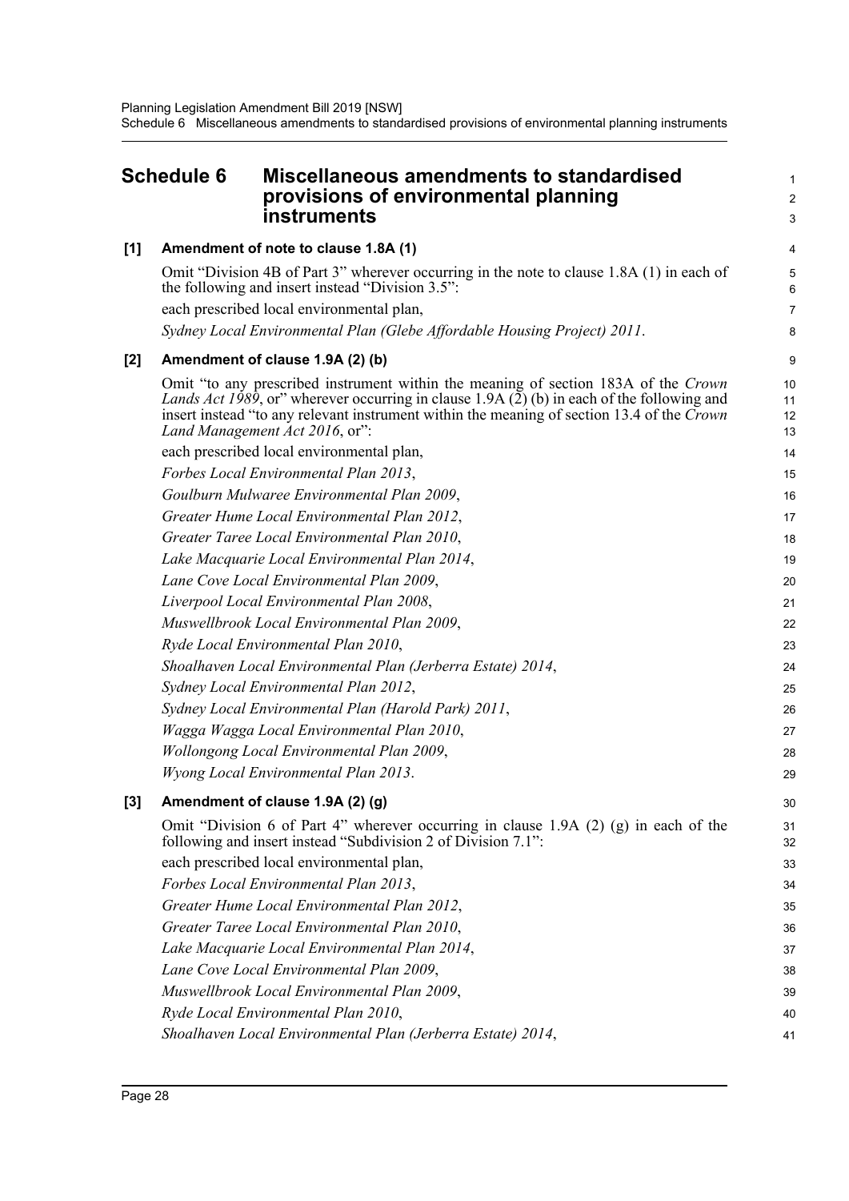## Schedule 6 Miscellaneous amendments to standardised provisions of environmental planning instruments

### [1] Amendment of note to clause 1.8A (1)

Omit "Division 4B of Part 3" wherever occurring in the note to clause 1.8A (1) in each of the following and insert instead "Division 3.5":

each prescribed local environmental plan,

*Sydney Local Environmental Plan (Glebe Affordable Housing Project) 2011*.

### [2] Amendment of clause 1.9A (2) (b)

Omit "to any prescribed instrument within the meaning of section 183A of the *Crown Lands Act 1989*, or" wherever occurring in clause 1.9A (2) (b) in each of the following and insert instead "to any relevant instrument within the meaning of section 13.4 of the *Crown Land Management Act 2016*, or":

each prescribed local environmental plan,

*Forbes Local Environmental Plan 2013*,

*Goulburn Mulwaree Environmental Plan 2009*,

*Greater Hume Local Environmental Plan 2012*,

*Greater Taree Local Environmental Plan 2010*,

*Lake Macquarie Local Environmental Plan 2014*,

*Lane Cove Local Environmental Plan 2009*,

*Liverpool Local Environmental Plan 2008*,

*Muswellbrook Local Environmental Plan 2009*,

*Ryde Local Environmental Plan 2010*,

*Shoalhaven Local Environmental Plan (Jerberra Estate) 2014*,

*Sydney Local Environmental Plan 2012*,

*Sydney Local Environmental Plan (Harold Park) 2011*,

*Wagga Wagga Local Environmental Plan 2010*,

*Wollongong Local Environmental Plan 2009*,

*Wyong Local Environmental Plan 2013*.

### [3] Amendment of clause 1.9A (2) (g)

Omit "Division 6 of Part 4" wherever occurring in clause 1.9A (2) (g) in each of the following and insert instead "Subdivision 2 of Division 7.1":

each prescribed local environmental plan,

*Forbes Local Environmental Plan 2013*,

*Greater Hume Local Environmental Plan 2012*,

*Greater Taree Local Environmental Plan 2010*,

*Lake Macquarie Local Environmental Plan 2014*,

*Lane Cove Local Environmental Plan 2009*,

*Muswellbrook Local Environmental Plan 2009*,

*Ryde Local Environmental Plan 2010*,

*Shoalhaven Local Environmental Plan (Jerberra Estate) 2014*,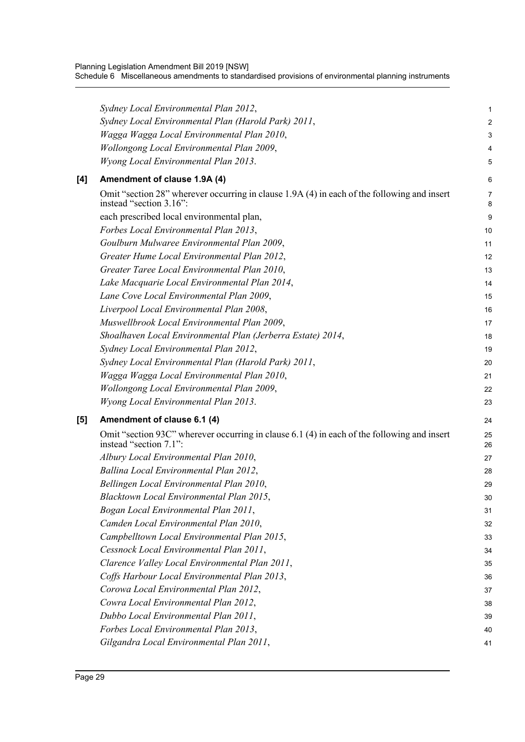*Sydney Local Environmental Plan 2012*,

*Sydney Local Environmental Plan (Harold Park) 2011*,

*Wagga Wagga Local Environmental Plan 2010*,

*Wollongong Local Environmental Plan 2009*,

*Wyong Local Environmental Plan 2013*.

### [4] Amendment of clause 1.9A (4)

Omit "section 28" wherever occurring in clause 1.9A (4) in each of the following and insert instead "section 3.16":

each prescribed local environmental plan,

*Forbes Local Environmental Plan 2013*,

*Goulburn Mulwaree Environmental Plan 2009*,

*Greater Hume Local Environmental Plan 2012*,

*Greater Taree Local Environmental Plan 2010*,

*Lake Macquarie Local Environmental Plan 2014*,

*Lane Cove Local Environmental Plan 2009*,

*Liverpool Local Environmental Plan 2008*,

*Muswellbrook Local Environmental Plan 2009*,

*Shoalhaven Local Environmental Plan (Jerberra Estate) 2014*,

*Sydney Local Environmental Plan 2012*,

*Sydney Local Environmental Plan (Harold Park) 2011*,

*Wagga Wagga Local Environmental Plan 2010*,

*Wollongong Local Environmental Plan 2009*,

*Wyong Local Environmental Plan 2013*.

### [5] Amendment of clause 6.1 (4)

Omit "section 93C" wherever occurring in clause 6.1 (4) in each of the following and insert instead "section 7.1":

*Albury Local Environmental Plan 2010*,

*Ballina Local Environmental Plan 2012*,

*Bellingen Local Environmental Plan 2010*,

*Blacktown Local Environmental Plan 2015*,

*Bogan Local Environmental Plan 2011*,

*Camden Local Environmental Plan 2010*,

*Campbelltown Local Environmental Plan 2015*,

*Cessnock Local Environmental Plan 2011*,

*Clarence Valley Local Environmental Plan 2011*,

*Coffs Harbour Local Environmental Plan 2013*,

*Corowa Local Environmental Plan 2012*,

*Cowra Local Environmental Plan 2012*,

*Dubbo Local Environmental Plan 2011*,

*Forbes Local Environmental Plan 2013*,

*Gilgandra Local Environmental Plan 2011*,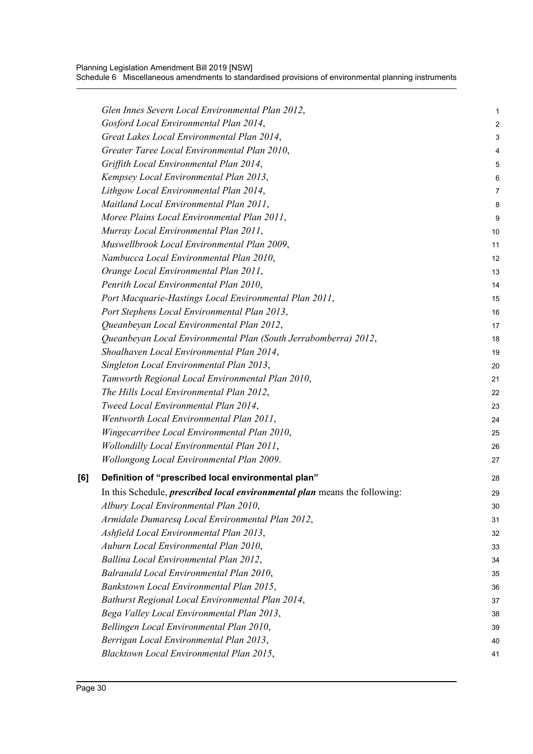*Glen Innes Severn Local Environmental Plan 2012*,
*Gosford Local Environmental Plan 2014*,
*Great Lakes Local Environmental Plan 2014*,
*Greater Taree Local Environmental Plan 2010*,
*Griffith Local Environmental Plan 2014*,
*Kempsey Local Environmental Plan 2013*,
*Lithgow Local Environmental Plan 2014*,
*Maitland Local Environmental Plan 2011*,
*Moree Plains Local Environmental Plan 2011*,
*Murray Local Environmental Plan 2011*,
*Muswellbrook Local Environmental Plan 2009*,
*Nambucca Local Environmental Plan 2010*,
*Orange Local Environmental Plan 2011*,
*Penrith Local Environmental Plan 2010*,
*Port Macquarie-Hastings Local Environmental Plan 2011*,
*Port Stephens Local Environmental Plan 2013*,
*Queanbeyan Local Environmental Plan 2012*,
*Queanbeyan Local Environmental Plan (South Jerrabomberra) 2012*,
*Shoalhaven Local Environmental Plan 2014*,
*Singleton Local Environmental Plan 2013*,
*Tamworth Regional Local Environmental Plan 2010*,
*The Hills Local Environmental Plan 2012*,
*Tweed Local Environmental Plan 2014*,
*Wentworth Local Environmental Plan 2011*,
*Wingecarribee Local Environmental Plan 2010*,
*Wollondilly Local Environmental Plan 2011*,
*Wollongong Local Environmental Plan 2009*.

**[6] Definition of "prescribed local environmental plan"**

In this Schedule, ***prescribed local environmental plan*** means the following:

*Albury Local Environmental Plan 2010*,
*Armidale Dumaresq Local Environmental Plan 2012*,
*Ashfield Local Environmental Plan 2013*,
*Auburn Local Environmental Plan 2010*,
*Ballina Local Environmental Plan 2012*,
*Balranald Local Environmental Plan 2010*,
*Bankstown Local Environmental Plan 2015*,
*Bathurst Regional Local Environmental Plan 2014*,
*Bega Valley Local Environmental Plan 2013*,
*Bellingen Local Environmental Plan 2010*,
*Berrigan Local Environmental Plan 2013*,
*Blacktown Local Environmental Plan 2015*,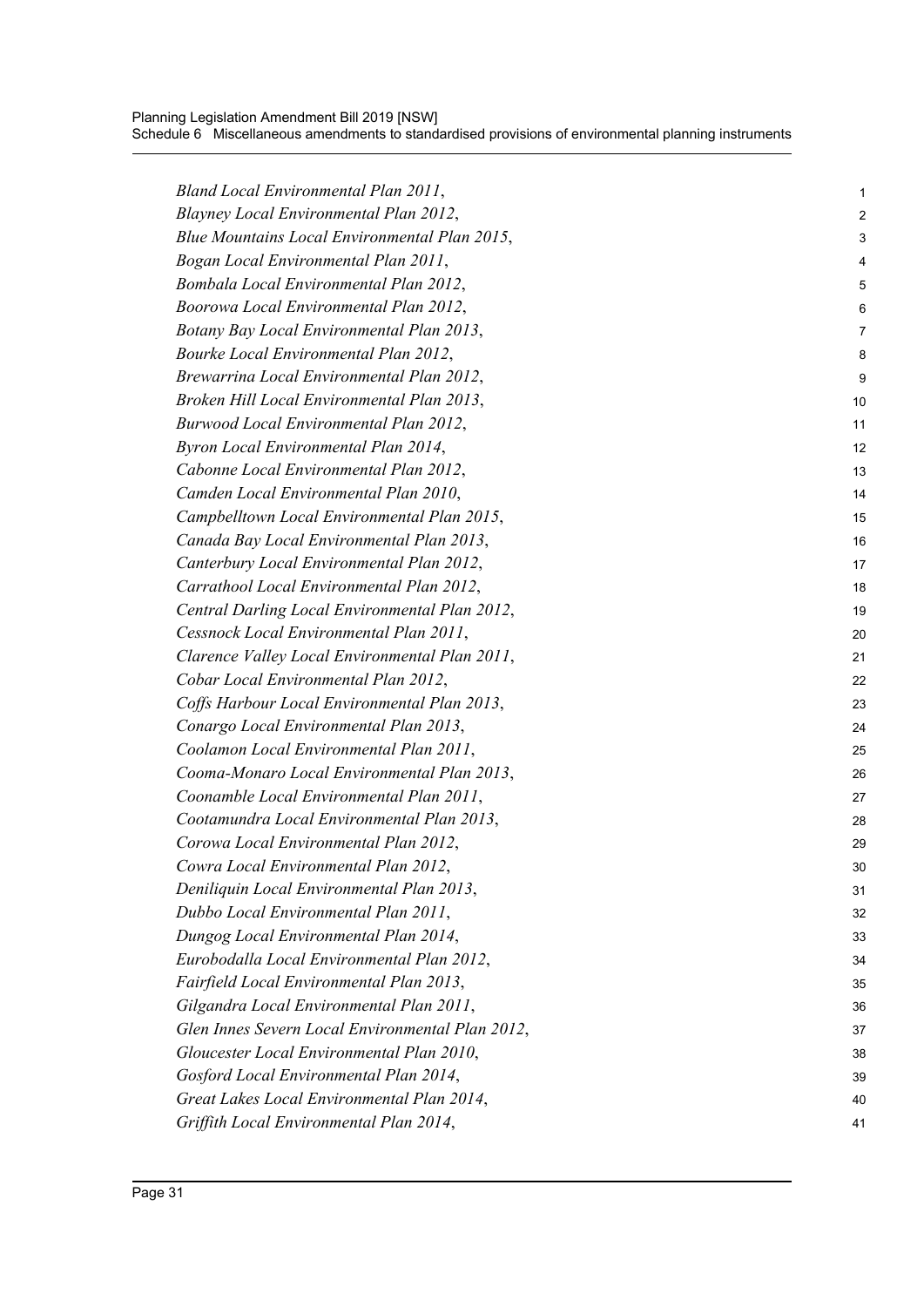*Bland Local Environmental Plan 2011*,
*Blayney Local Environmental Plan 2012*,
*Blue Mountains Local Environmental Plan 2015*,
*Bogan Local Environmental Plan 2011*,
*Bombala Local Environmental Plan 2012*,
*Boorowa Local Environmental Plan 2012*,
*Botany Bay Local Environmental Plan 2013*,
*Bourke Local Environmental Plan 2012*,
*Brewarrina Local Environmental Plan 2012*,
*Broken Hill Local Environmental Plan 2013*,
*Burwood Local Environmental Plan 2012*,
*Byron Local Environmental Plan 2014*,
*Cabonne Local Environmental Plan 2012*,
*Camden Local Environmental Plan 2010*,
*Campbelltown Local Environmental Plan 2015*,
*Canada Bay Local Environmental Plan 2013*,
*Canterbury Local Environmental Plan 2012*,
*Carrathool Local Environmental Plan 2012*,
*Central Darling Local Environmental Plan 2012*,
*Cessnock Local Environmental Plan 2011*,
*Clarence Valley Local Environmental Plan 2011*,
*Cobar Local Environmental Plan 2012*,
*Coffs Harbour Local Environmental Plan 2013*,
*Conargo Local Environmental Plan 2013*,
*Coolamon Local Environmental Plan 2011*,
*Cooma-Monaro Local Environmental Plan 2013*,
*Coonamble Local Environmental Plan 2011*,
*Cootamundra Local Environmental Plan 2013*,
*Corowa Local Environmental Plan 2012*,
*Cowra Local Environmental Plan 2012*,
*Deniliquin Local Environmental Plan 2013*,
*Dubbo Local Environmental Plan 2011*,
*Dungog Local Environmental Plan 2014*,
*Eurobodalla Local Environmental Plan 2012*,
*Fairfield Local Environmental Plan 2013*,
*Gilgandra Local Environmental Plan 2011*,
*Glen Innes Severn Local Environmental Plan 2012*,
*Gloucester Local Environmental Plan 2010*,
*Gosford Local Environmental Plan 2014*,
*Great Lakes Local Environmental Plan 2014*,
*Griffith Local Environmental Plan 2014*,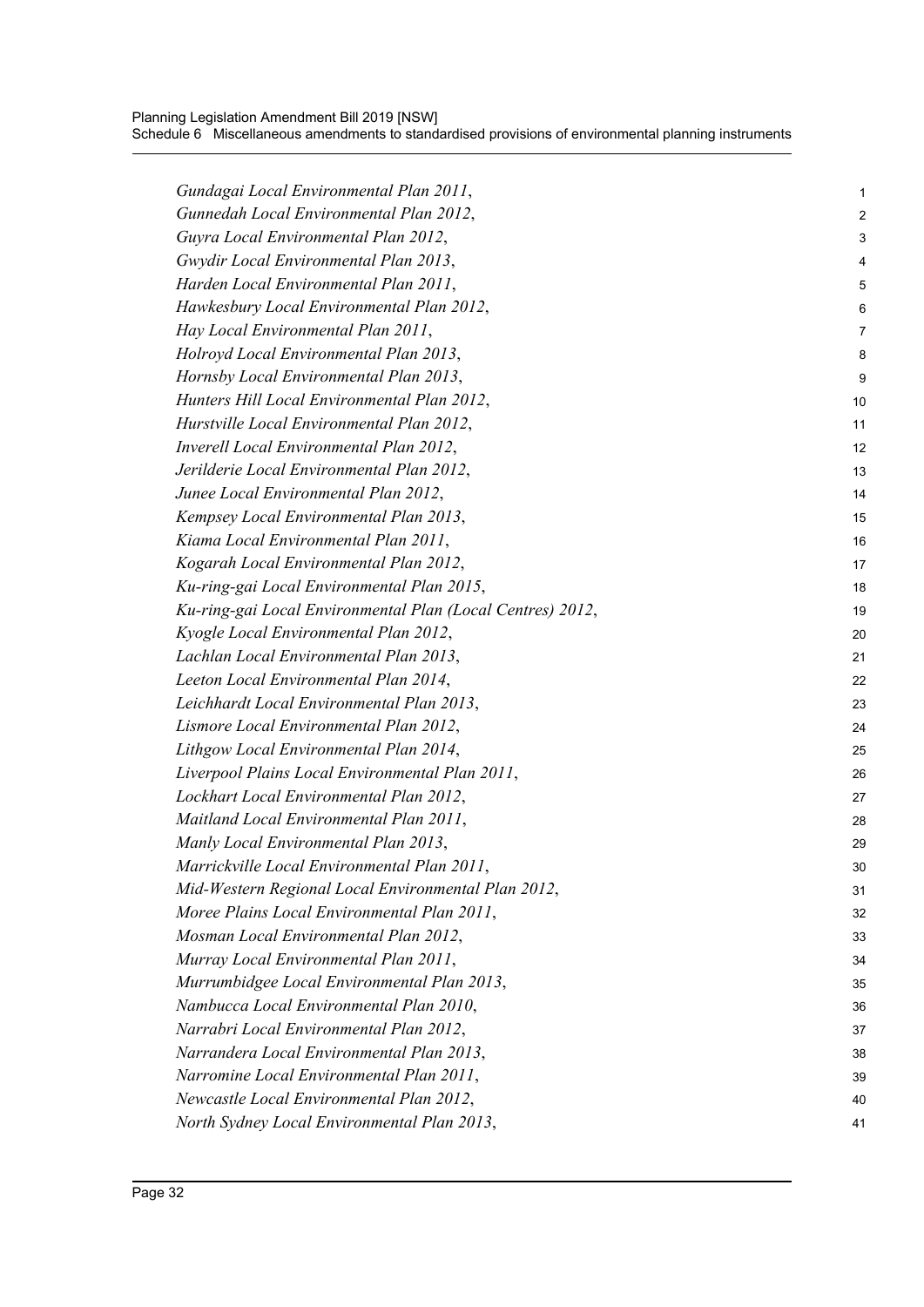*Gundagai Local Environmental Plan 2011*,

*Gunnedah Local Environmental Plan 2012*,

*Guyra Local Environmental Plan 2012*,

*Gwydir Local Environmental Plan 2013*,

*Harden Local Environmental Plan 2011*,

*Hawkesbury Local Environmental Plan 2012*,

*Hay Local Environmental Plan 2011*,

*Holroyd Local Environmental Plan 2013*,

*Hornsby Local Environmental Plan 2013*,

*Hunters Hill Local Environmental Plan 2012*,

*Hurstville Local Environmental Plan 2012*,

*Inverell Local Environmental Plan 2012*,

*Jerilderie Local Environmental Plan 2012*,

*Junee Local Environmental Plan 2012*,

*Kempsey Local Environmental Plan 2013*,

*Kiama Local Environmental Plan 2011*,

*Kogarah Local Environmental Plan 2012*,

*Ku-ring-gai Local Environmental Plan 2015*,

*Ku-ring-gai Local Environmental Plan (Local Centres) 2012*,

*Kyogle Local Environmental Plan 2012*,

*Lachlan Local Environmental Plan 2013*,

*Leeton Local Environmental Plan 2014*,

*Leichhardt Local Environmental Plan 2013*,

*Lismore Local Environmental Plan 2012*,

*Lithgow Local Environmental Plan 2014*,

*Liverpool Plains Local Environmental Plan 2011*,

*Lockhart Local Environmental Plan 2012*,

*Maitland Local Environmental Plan 2011*,

*Manly Local Environmental Plan 2013*,

*Marrickville Local Environmental Plan 2011*,

*Mid-Western Regional Local Environmental Plan 2012*,

*Moree Plains Local Environmental Plan 2011*,

*Mosman Local Environmental Plan 2012*,

*Murray Local Environmental Plan 2011*,

*Murrumbidgee Local Environmental Plan 2013*,

*Nambucca Local Environmental Plan 2010*,

*Narrabri Local Environmental Plan 2012*,

*Narrandera Local Environmental Plan 2013*,

*Narromine Local Environmental Plan 2011*,

*Newcastle Local Environmental Plan 2012*,

*North Sydney Local Environmental Plan 2013*,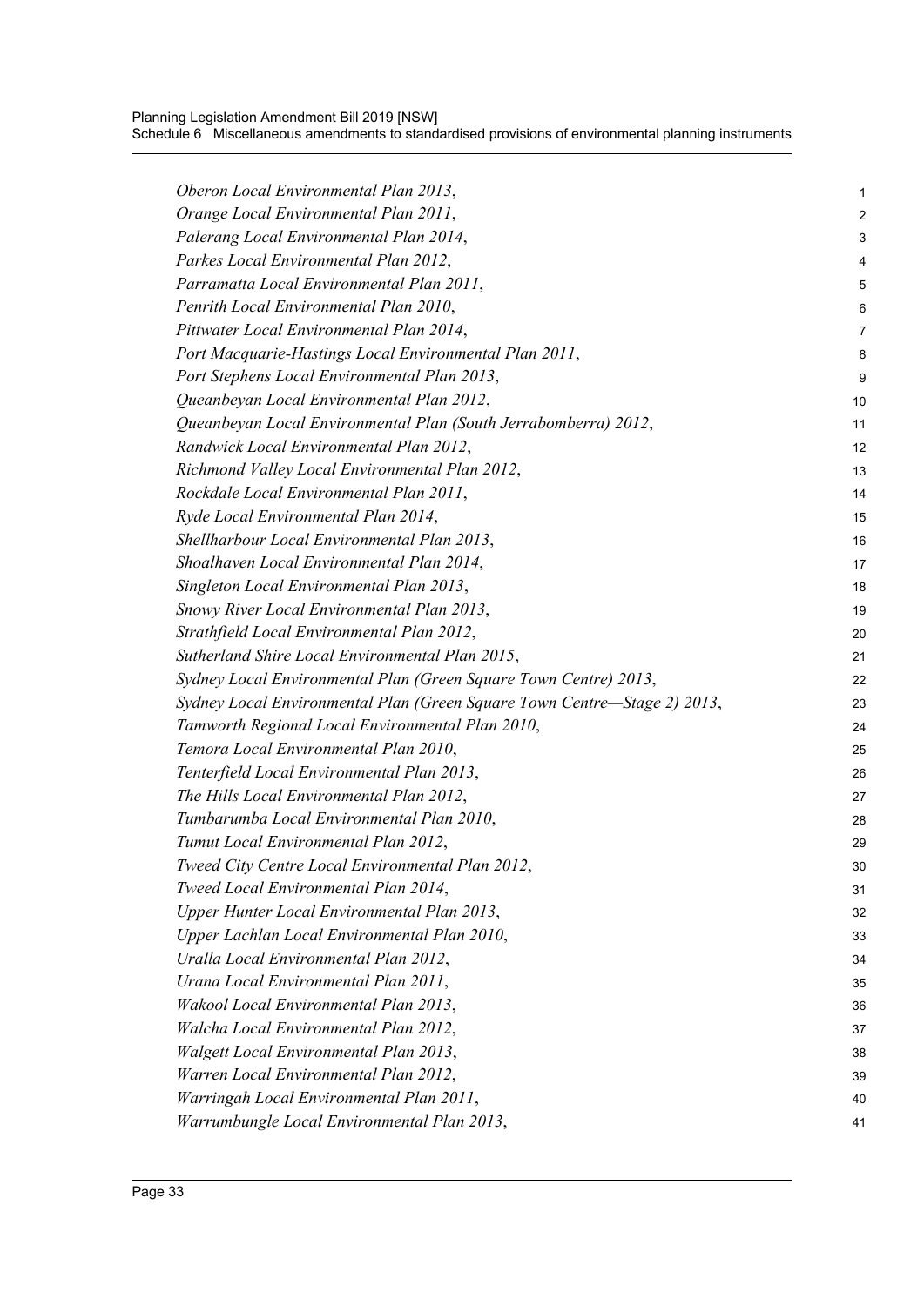*Oberon Local Environmental Plan 2013*,

*Orange Local Environmental Plan 2011*,

*Palerang Local Environmental Plan 2014*,

*Parkes Local Environmental Plan 2012*,

*Parramatta Local Environmental Plan 2011*,

*Penrith Local Environmental Plan 2010*,

*Pittwater Local Environmental Plan 2014*,

*Port Macquarie-Hastings Local Environmental Plan 2011*,

*Port Stephens Local Environmental Plan 2013*,

*Queanbeyan Local Environmental Plan 2012*,

*Queanbeyan Local Environmental Plan (South Jerrabomberra) 2012*,

*Randwick Local Environmental Plan 2012*,

*Richmond Valley Local Environmental Plan 2012*,

*Rockdale Local Environmental Plan 2011*,

*Ryde Local Environmental Plan 2014*,

*Shellharbour Local Environmental Plan 2013*,

*Shoalhaven Local Environmental Plan 2014*,

*Singleton Local Environmental Plan 2013*,

*Snowy River Local Environmental Plan 2013*,

*Strathfield Local Environmental Plan 2012*,

*Sutherland Shire Local Environmental Plan 2015*,

*Sydney Local Environmental Plan (Green Square Town Centre) 2013*,

*Sydney Local Environmental Plan (Green Square Town Centre—Stage 2) 2013*,

*Tamworth Regional Local Environmental Plan 2010*,

*Temora Local Environmental Plan 2010*,

*Tenterfield Local Environmental Plan 2013*,

*The Hills Local Environmental Plan 2012*,

*Tumbarumba Local Environmental Plan 2010*,

*Tumut Local Environmental Plan 2012*,

*Tweed City Centre Local Environmental Plan 2012*,

*Tweed Local Environmental Plan 2014*,

*Upper Hunter Local Environmental Plan 2013*,

*Upper Lachlan Local Environmental Plan 2010*,

*Uralla Local Environmental Plan 2012*,

*Urana Local Environmental Plan 2011*,

*Wakool Local Environmental Plan 2013*,

*Walcha Local Environmental Plan 2012*,

*Walgett Local Environmental Plan 2013*,

*Warren Local Environmental Plan 2012*,

*Warringah Local Environmental Plan 2011*,

*Warrumbungle Local Environmental Plan 2013*,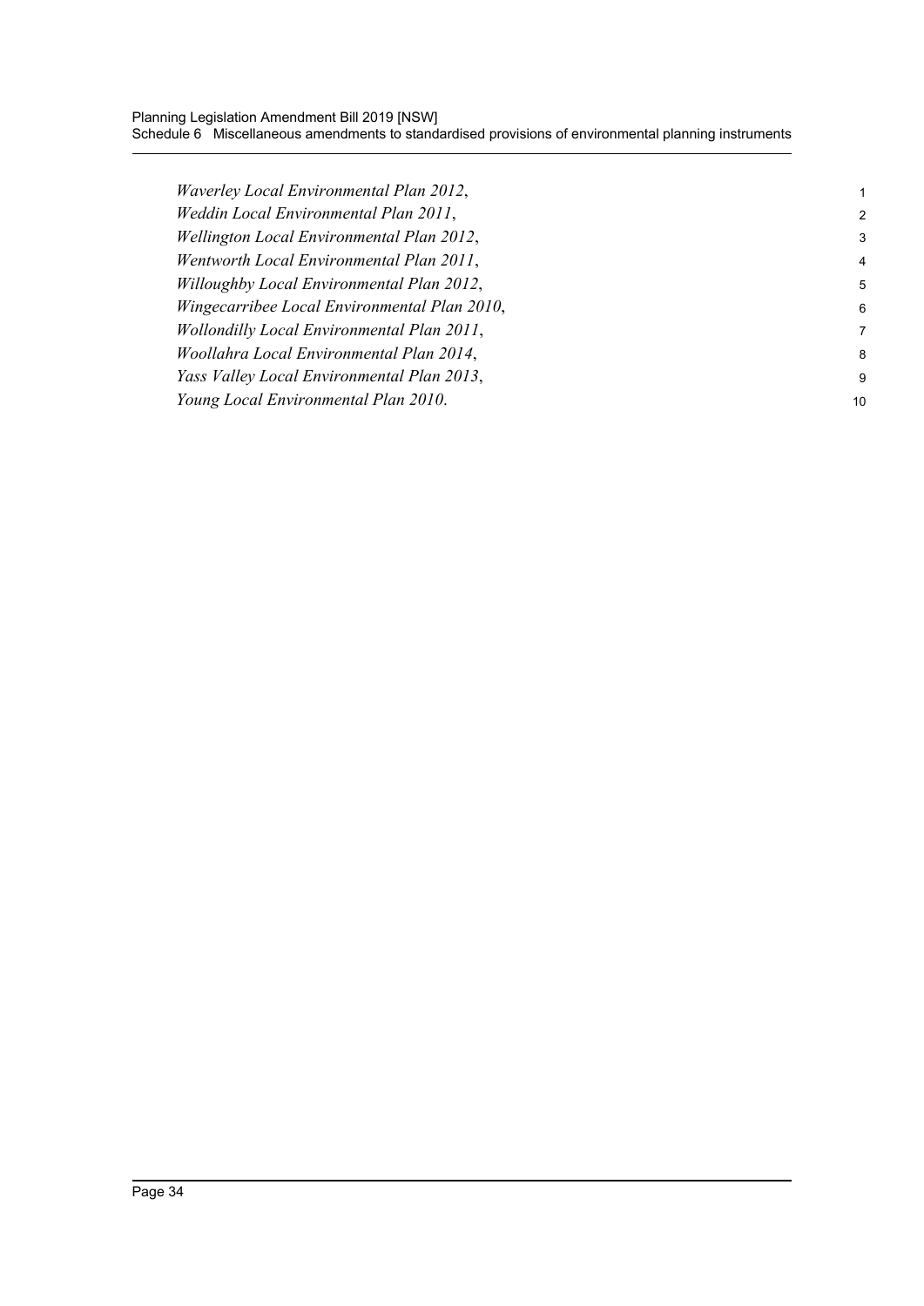*Waverley Local Environmental Plan 2012*,
*Weddin Local Environmental Plan 2011*,
*Wellington Local Environmental Plan 2012*,
*Wentworth Local Environmental Plan 2011*,
*Willoughby Local Environmental Plan 2012*,
*Wingecarribee Local Environmental Plan 2010*,
*Wollondilly Local Environmental Plan 2011*,
*Woollahra Local Environmental Plan 2014*,
*Yass Valley Local Environmental Plan 2013*,
*Young Local Environmental Plan 2010*.